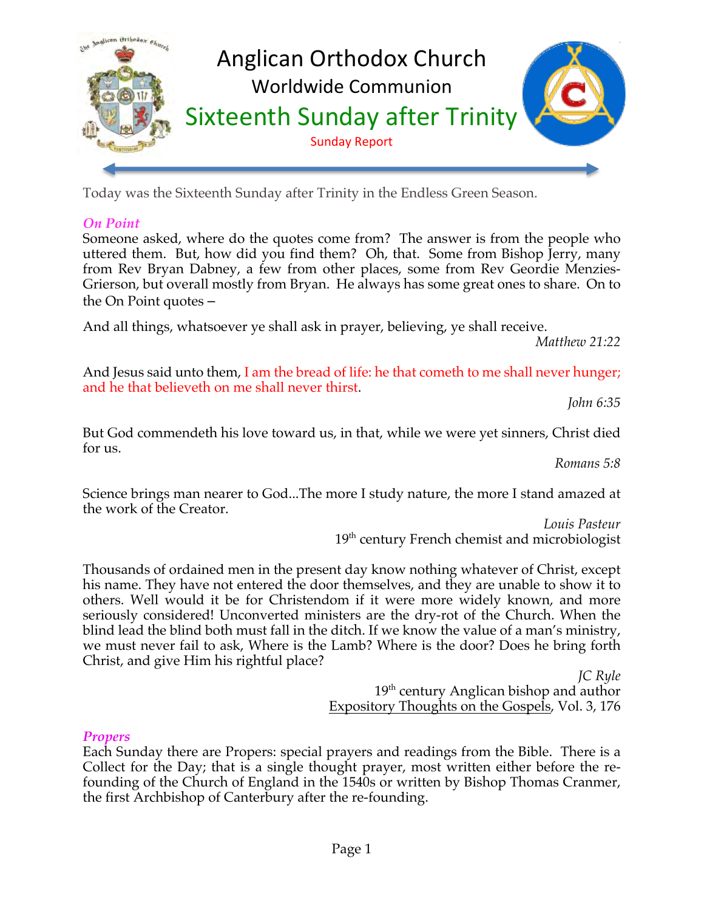# Anglican Orthodox Church

## Worldwide Communion

## Sixteenth Sunday after Trinity

Sunday Report

Today was the Sixteenth Sunday after Trinity in the Endless Green Season.

### *On Point*

Someone asked, where do the quotes come from? The answer is from the people who uttered them. But, how did you find them? Oh, that. Some from Bishop Jerry, many from Rev Bryan Dabney, a few from other places, some from Rev Geordie Menzies-Grierson, but overall mostly from Bryan. He always has some great ones to share. On to the On Point quotes –

And all things, whatsoever ye shall ask in prayer, believing, ye shall receive.

*Matthew 21:22*

And Jesus said unto them, I am the bread of life: he that cometh to me shall never hunger; and he that believeth on me shall never thirst.

*John 6:35*

But God commendeth his love toward us, in that, while we were yet sinners, Christ died for us.

*Romans 5:8*

Science brings man nearer to God...The more I study nature, the more I stand amazed at the work of the Creator.

*Louis Pasteur*
19th century French chemist and microbiologist

Thousands of ordained men in the present day know nothing whatever of Christ, except his name. They have not entered the door themselves, and they are unable to show it to others. Well would it be for Christendom if it were more widely known, and more seriously considered! Unconverted ministers are the dry-rot of the Church. When the blind lead the blind both must fall in the ditch. If we know the value of a man's ministry, we must never fail to ask, Where is the Lamb? Where is the door? Does he bring forth Christ, and give Him his rightful place?

*JC Ryle*
19th century Anglican bishop and author
Expository Thoughts on the Gospels, Vol. 3, 176

### *Propers*

Each Sunday there are Propers: special prayers and readings from the Bible. There is a Collect for the Day; that is a single thought prayer, most written either before the re-founding of the Church of England in the 1540s or written by Bishop Thomas Cranmer, the first Archbishop of Canterbury after the re-founding.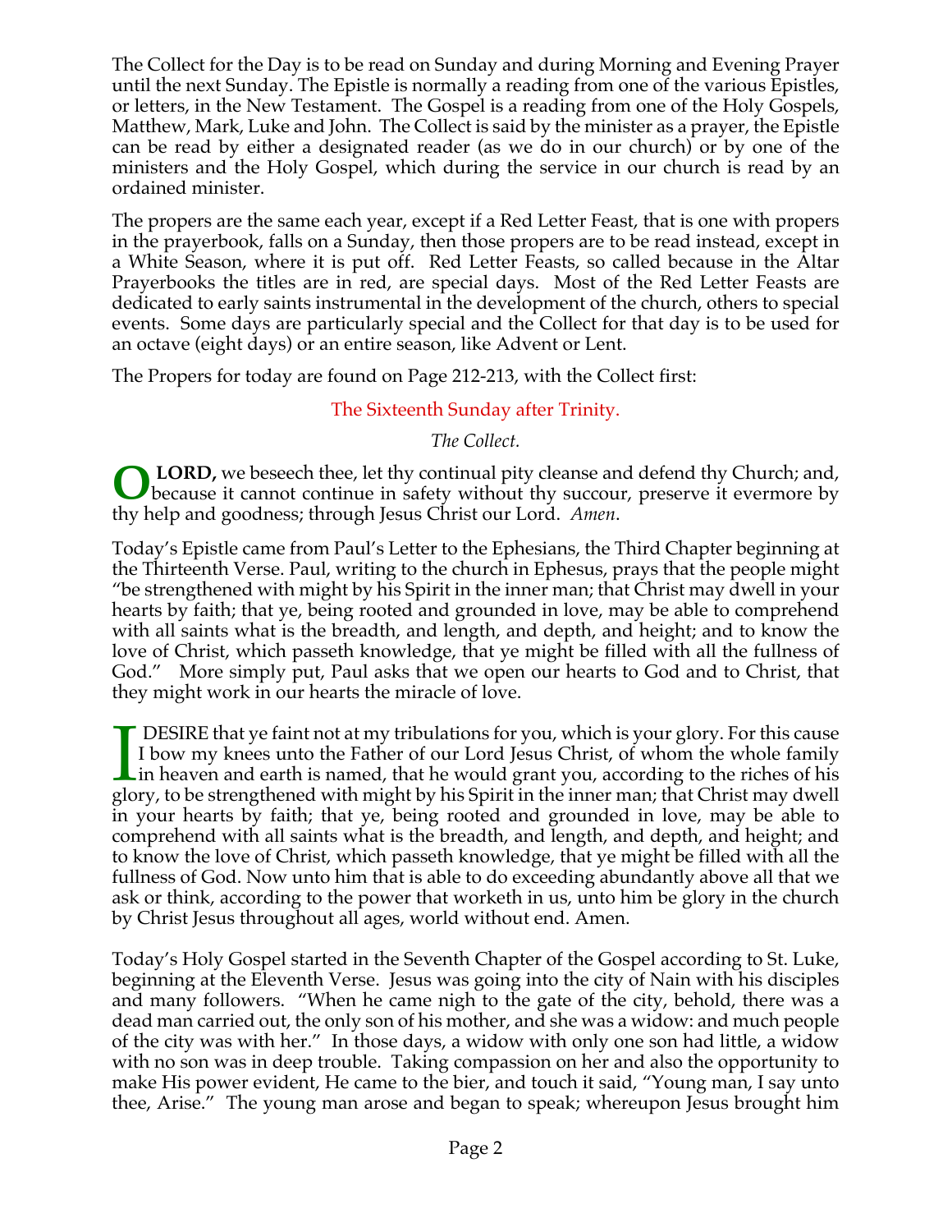The Collect for the Day is to be read on Sunday and during Morning and Evening Prayer until the next Sunday. The Epistle is normally a reading from one of the various Epistles, or letters, in the New Testament. The Gospel is a reading from one of the Holy Gospels, Matthew, Mark, Luke and John. The Collect is said by the minister as a prayer, the Epistle can be read by either a designated reader (as we do in our church) or by one of the ministers and the Holy Gospel, which during the service in our church is read by an ordained minister.

The propers are the same each year, except if a Red Letter Feast, that is one with propers in the prayerbook, falls on a Sunday, then those propers are to be read instead, except in a White Season, where it is put off. Red Letter Feasts, so called because in the Altar Prayerbooks the titles are in red, are special days. Most of the Red Letter Feasts are dedicated to early saints instrumental in the development of the church, others to special events. Some days are particularly special and the Collect for that day is to be used for an octave (eight days) or an entire season, like Advent or Lent.

The Propers for today are found on Page 212-213, with the Collect first:

## The Sixteenth Sunday after Trinity.

*The Collect.*

**O LORD,** we beseech thee, let thy continual pity cleanse and defend thy Church; and, because it cannot continue in safety without thy succour, preserve it evermore by thy help and goodness; through Jesus Christ our Lord. *Amen*.

Today's Epistle came from Paul's Letter to the Ephesians, the Third Chapter beginning at the Thirteenth Verse. Paul, writing to the church in Ephesus, prays that the people might "be strengthened with might by his Spirit in the inner man; that Christ may dwell in your hearts by faith; that ye, being rooted and grounded in love, may be able to comprehend with all saints what is the breadth, and length, and depth, and height; and to know the love of Christ, which passeth knowledge, that ye might be filled with all the fullness of God." More simply put, Paul asks that we open our hearts to God and to Christ, that they might work in our hearts the miracle of love.

I DESIRE that ye faint not at my tribulations for you, which is your glory. For this cause I bow my knees unto the Father of our Lord Jesus Christ, of whom the whole family in heaven and earth is named, that he would grant you, according to the riches of his glory, to be strengthened with might by his Spirit in the inner man; that Christ may dwell in your hearts by faith; that ye, being rooted and grounded in love, may be able to comprehend with all saints what is the breadth, and length, and depth, and height; and to know the love of Christ, which passeth knowledge, that ye might be filled with all the fullness of God. Now unto him that is able to do exceeding abundantly above all that we ask or think, according to the power that worketh in us, unto him be glory in the church by Christ Jesus throughout all ages, world without end. Amen.

Today's Holy Gospel started in the Seventh Chapter of the Gospel according to St. Luke, beginning at the Eleventh Verse. Jesus was going into the city of Nain with his disciples and many followers. "When he came nigh to the gate of the city, behold, there was a dead man carried out, the only son of his mother, and she was a widow: and much people of the city was with her." In those days, a widow with only one son had little, a widow with no son was in deep trouble. Taking compassion on her and also the opportunity to make His power evident, He came to the bier, and touch it said, "Young man, I say unto thee, Arise." The young man arose and began to speak; whereupon Jesus brought him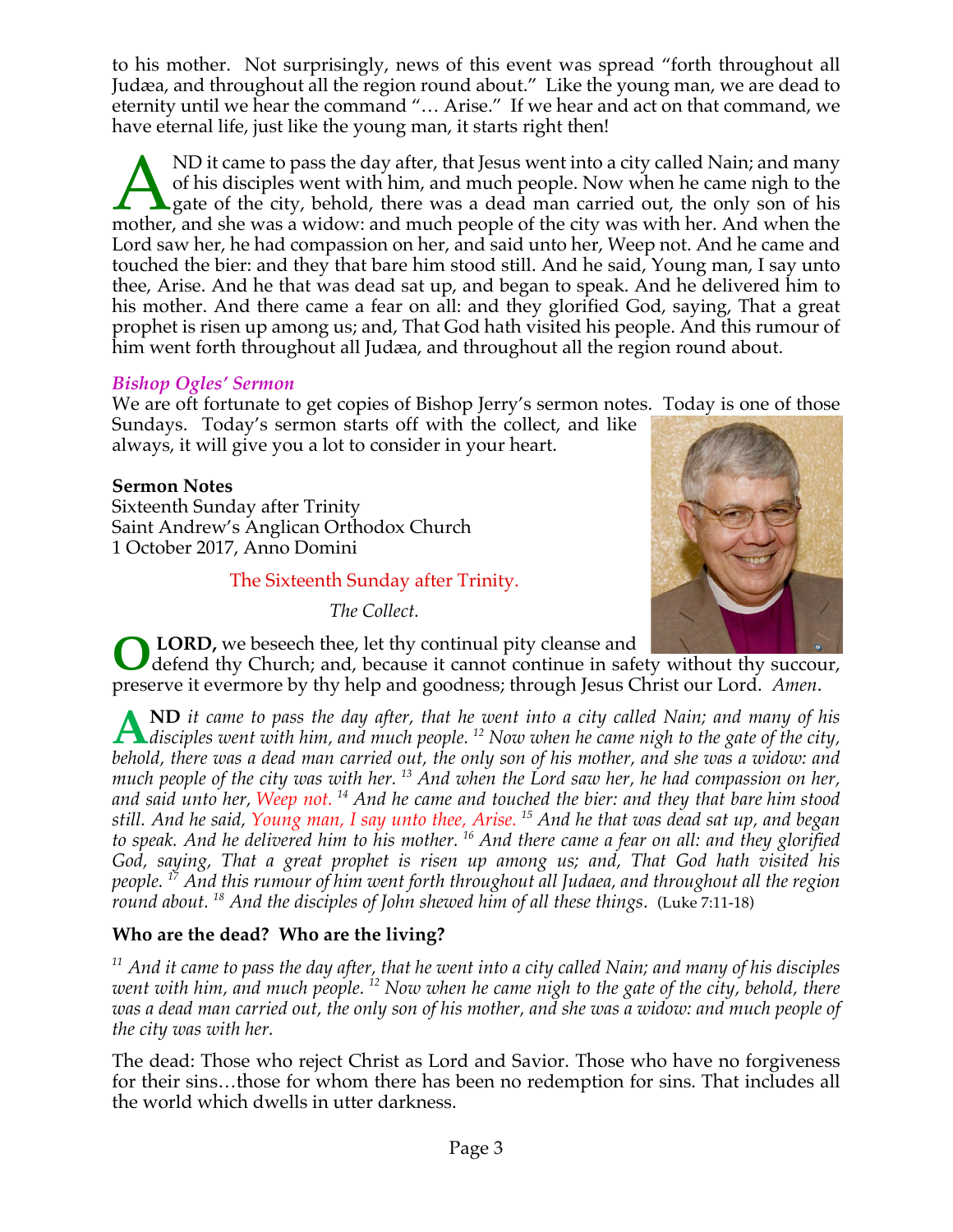to his mother. Not surprisingly, news of this event was spread "forth throughout all Judæa, and throughout all the region round about." Like the young man, we are dead to eternity until we hear the command "… Arise." If we hear and act on that command, we have eternal life, just like the young man, it starts right then!

AND it came to pass the day after, that Jesus went into a city called Nain; and many of his disciples went with him, and much people. Now when he came nigh to the gate of the city, behold, there was a dead man carried out, the only son of his mother, and she was a widow: and much people of the city was with her. And when the Lord saw her, he had compassion on her, and said unto her, Weep not. And he came and touched the bier: and they that bare him stood still. And he said, Young man, I say unto thee, Arise. And he that was dead sat up, and began to speak. And he delivered him to his mother. And there came a fear on all: and they glorified God, saying, That a great prophet is risen up among us; and, That God hath visited his people. And this rumour of him went forth throughout all Judæa, and throughout all the region round about.

### *Bishop Ogles' Sermon*

We are oft fortunate to get copies of Bishop Jerry's sermon notes. Today is one of those Sundays. Today's sermon starts off with the collect, and like always, it will give you a lot to consider in your heart.

**Sermon Notes**
Sixteenth Sunday after Trinity
Saint Andrew's Anglican Orthodox Church
1 October 2017, Anno Domini

The Sixteenth Sunday after Trinity.

*The Collect.*

O **LORD,** we beseech thee, let thy continual pity cleanse and defend thy Church; and, because it cannot continue in safety without thy succour, preserve it evermore by thy help and goodness; through Jesus Christ our Lord. *Amen*.

**AND** *it came to pass the day after, that he went into a city called Nain; and many of his disciples went with him, and much people.* [12] *Now when he came nigh to the gate of the city, behold, there was a dead man carried out, the only son of his mother, and she was a widow: and much people of the city was with her.* [13] *And when the Lord saw her, he had compassion on her, and said unto her, Weep not.* [14] *And he came and touched the bier: and they that bare him stood still. And he said, Young man, I say unto thee, Arise.* [15] *And he that was dead sat up, and began to speak. And he delivered him to his mother.* [16] *And there came a fear on all: and they glorified God, saying, That a great prophet is risen up among us; and, That God hath visited his people.* [17] *And this rumour of him went forth throughout all Judaea, and throughout all the region round about.* [18] *And the disciples of John shewed him of all these things*. (Luke 7:11-18)

**Who are the dead? Who are the living?**

[11] *And it came to pass the day after, that he went into a city called Nain; and many of his disciples went with him, and much people.* [12] *Now when he came nigh to the gate of the city, behold, there was a dead man carried out, the only son of his mother, and she was a widow: and much people of the city was with her.*

The dead: Those who reject Christ as Lord and Savior. Those who have no forgiveness for their sins…those for whom there has been no redemption for sins. That includes all the world which dwells in utter darkness.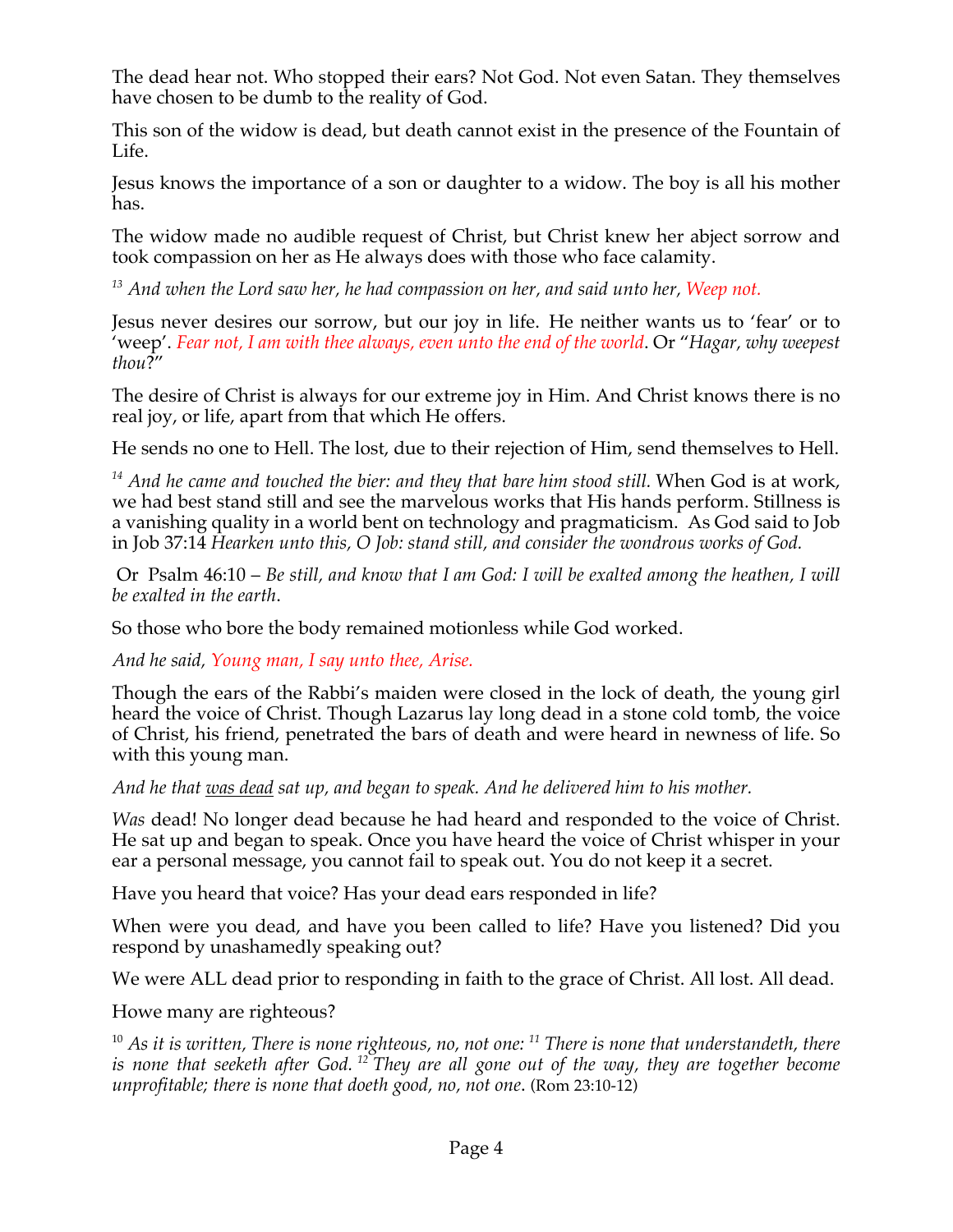The dead hear not. Who stopped their ears? Not God. Not even Satan. They themselves have chosen to be dumb to the reality of God.

This son of the widow is dead, but death cannot exist in the presence of the Fountain of Life.

Jesus knows the importance of a son or daughter to a widow. The boy is all his mother has.

The widow made no audible request of Christ, but Christ knew her abject sorrow and took compassion on her as He always does with those who face calamity.

[13] *And when the Lord saw her, he had compassion on her, and said unto her, Weep not.*

Jesus never desires our sorrow, but our joy in life. He neither wants us to 'fear' or to 'weep'. *Fear not, I am with thee always, even unto the end of the world*. Or "*Hagar, why weepest thou*?"

The desire of Christ is always for our extreme joy in Him. And Christ knows there is no real joy, or life, apart from that which He offers.

He sends no one to Hell. The lost, due to their rejection of Him, send themselves to Hell.

[14] *And he came and touched the bier: and they that bare him stood still.* When God is at work, we had best stand still and see the marvelous works that His hands perform. Stillness is a vanishing quality in a world bent on technology and pragmatism. As God said to Job in Job 37:14 *Hearken unto this, O Job: stand still, and consider the wondrous works of God.*

Or Psalm 46:10 – *Be still, and know that I am God: I will be exalted among the heathen, I will be exalted in the earth*.

So those who bore the body remained motionless while God worked.

*And he said, Young man, I say unto thee, Arise.*

Though the ears of the Rabbi's maiden were closed in the lock of death, the young girl heard the voice of Christ. Though Lazarus lay long dead in a stone cold tomb, the voice of Christ, his friend, penetrated the bars of death and were heard in newness of life. So with this young man.

*And he that <u>was dead</u> sat up, and began to speak. And he delivered him to his mother.*

*Was* dead! No longer dead because he had heard and responded to the voice of Christ. He sat up and began to speak. Once you have heard the voice of Christ whisper in your ear a personal message, you cannot fail to speak out. You do not keep it a secret.

Have you heard that voice? Has your dead ears responded in life?

When were you dead, and have you been called to life? Have you listened? Did you respond by unashamedly speaking out?

We were ALL dead prior to responding in faith to the grace of Christ. All lost. All dead.

Howe many are righteous?

[10] *As it is written, There is none righteous, no, not one:* [11] *There is none that understandeth, there is none that seeketh after God.* [12] *They are all gone out of the way, they are together become unprofitable; there is none that doeth good, no, not one*. (Rom 23:10-12)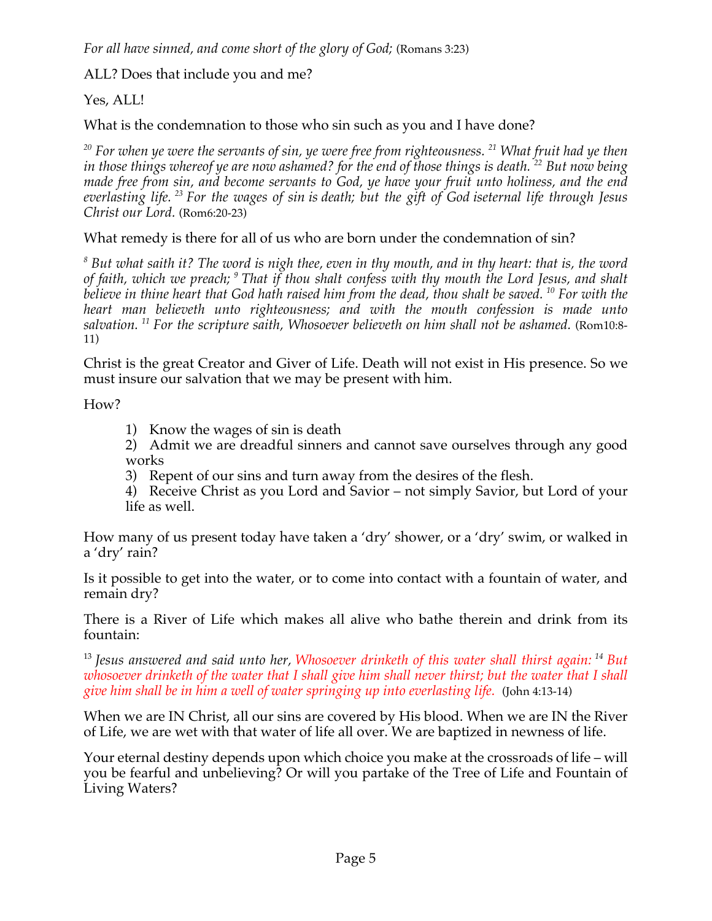*For all have sinned, and come short of the glory of God;* (Romans 3:23)

ALL? Does that include you and me?

Yes, ALL!

What is the condemnation to those who sin such as you and I have done?

*[20] For when ye were the servants of sin, ye were free from righteousness. [21] What fruit had ye then in those things whereof ye are now ashamed? for the end of those things is death. [22] But now being made free from sin, and become servants to God, ye have your fruit unto holiness, and the end everlasting life. [23] For the wages of sin is death; but the gift of God iseternal life through Jesus Christ our Lord.* (Rom6:20-23)

What remedy is there for all of us who are born under the condemnation of sin?

*[8] But what saith it? The word is nigh thee, even in thy mouth, and in thy heart: that is, the word of faith, which we preach; [9] That if thou shalt confess with thy mouth the Lord Jesus, and shalt believe in thine heart that God hath raised him from the dead, thou shalt be saved. [10] For with the heart man believeth unto righteousness; and with the mouth confession is made unto salvation. [11] For the scripture saith, Whosoever believeth on him shall not be ashamed.* (Rom10:8-11)

Christ is the great Creator and Giver of Life. Death will not exist in His presence. So we must insure our salvation that we may be present with him.

How?

1) Know the wages of sin is death
2) Admit we are dreadful sinners and cannot save ourselves through any good works
3) Repent of our sins and turn away from the desires of the flesh.
4) Receive Christ as you Lord and Savior – not simply Savior, but Lord of your life as well.

How many of us present today have taken a 'dry' shower, or a 'dry' swim, or walked in a 'dry' rain?

Is it possible to get into the water, or to come into contact with a fountain of water, and remain dry?

There is a River of Life which makes all alive who bathe therein and drink from its fountain:

*[13] Jesus answered and said unto her, Whosoever drinketh of this water shall thirst again: [14] But whosoever drinketh of the water that I shall give him shall never thirst; but the water that I shall give him shall be in him a well of water springing up into everlasting life.* (John 4:13-14)

When we are IN Christ, all our sins are covered by His blood. When we are IN the River of Life, we are wet with that water of life all over. We are baptized in newness of life.

Your eternal destiny depends upon which choice you make at the crossroads of life – will you be fearful and unbelieving? Or will you partake of the Tree of Life and Fountain of Living Waters?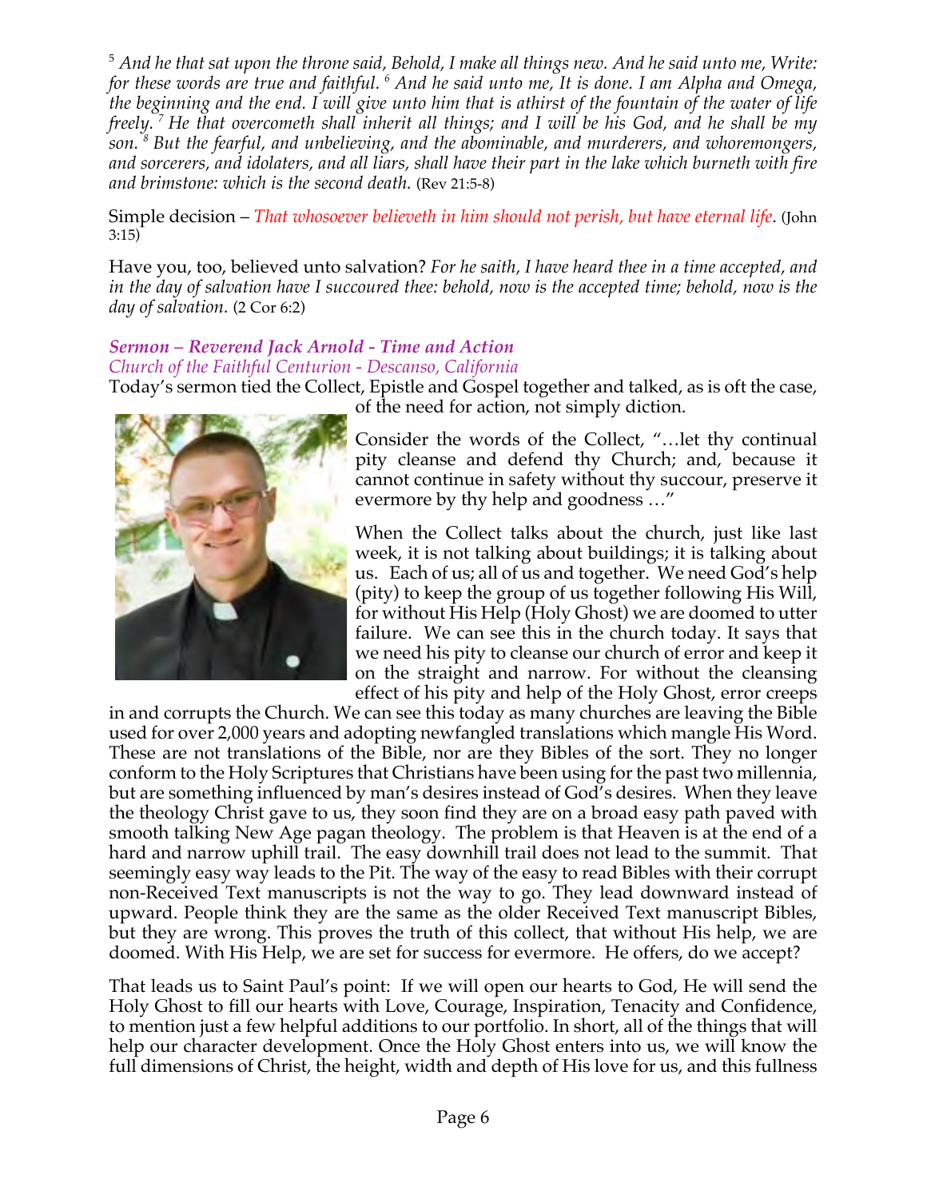[5] *And he that sat upon the throne said, Behold, I make all things new. And he said unto me, Write: for these words are true and faithful.* [6] *And he said unto me, It is done. I am Alpha and Omega, the beginning and the end. I will give unto him that is athirst of the fountain of the water of life freely.* [7] *He that overcometh shall inherit all things; and I will be his God, and he shall be my son.* [8] *But the fearful, and unbelieving, and the abominable, and murderers, and whoremongers, and sorcerers, and idolaters, and all liars, shall have their part in the lake which burneth with fire and brimstone: which is the second death.* (Rev 21:5-8)

Simple decision – *That whosoever believeth in him should not perish, but have eternal life*. (John 3:15)

Have you, too, believed unto salvation? *For he saith, I have heard thee in a time accepted, and in the day of salvation have I succoured thee: behold, now is the accepted time; behold, now is the day of salvation.* (2 Cor 6:2)

### *Sermon – Reverend Jack Arnold - Time and Action*
*Church of the Faithful Centurion - Descanso, California*

Today's sermon tied the Collect, Epistle and Gospel together and talked, as is oft the case, of the need for action, not simply diction.

Consider the words of the Collect, "…let thy continual pity cleanse and defend thy Church; and, because it cannot continue in safety without thy succour, preserve it evermore by thy help and goodness …"

When the Collect talks about the church, just like last week, it is not talking about buildings; it is talking about us. Each of us; all of us and together. We need God's help (pity) to keep the group of us together following His Will, for without His Help (Holy Ghost) we are doomed to utter failure. We can see this in the church today. It says that we need his pity to cleanse our church of error and keep it on the straight and narrow. For without the cleansing effect of his pity and help of the Holy Ghost, error creeps in and corrupts the Church. We can see this today as many churches are leaving the Bible used for over 2,000 years and adopting newfangled translations which mangle His Word. These are not translations of the Bible, nor are they Bibles of the sort. They no longer conform to the Holy Scriptures that Christians have been using for the past two millennia, but are something influenced by man's desires instead of God's desires. When they leave the theology Christ gave to us, they soon find they are on a broad easy path paved with smooth talking New Age pagan theology. The problem is that Heaven is at the end of a hard and narrow uphill trail. The easy downhill trail does not lead to the summit. That seemingly easy way leads to the Pit. The way of the easy to read Bibles with their corrupt non-Received Text manuscripts is not the way to go. They lead downward instead of upward. People think they are the same as the older Received Text manuscript Bibles, but they are wrong. This proves the truth of this collect, that without His help, we are doomed. With His Help, we are set for success for evermore. He offers, do we accept?

That leads us to Saint Paul's point: If we will open our hearts to God, He will send the Holy Ghost to fill our hearts with Love, Courage, Inspiration, Tenacity and Confidence, to mention just a few helpful additions to our portfolio. In short, all of the things that will help our character development. Once the Holy Ghost enters into us, we will know the full dimensions of Christ, the height, width and depth of His love for us, and this fullness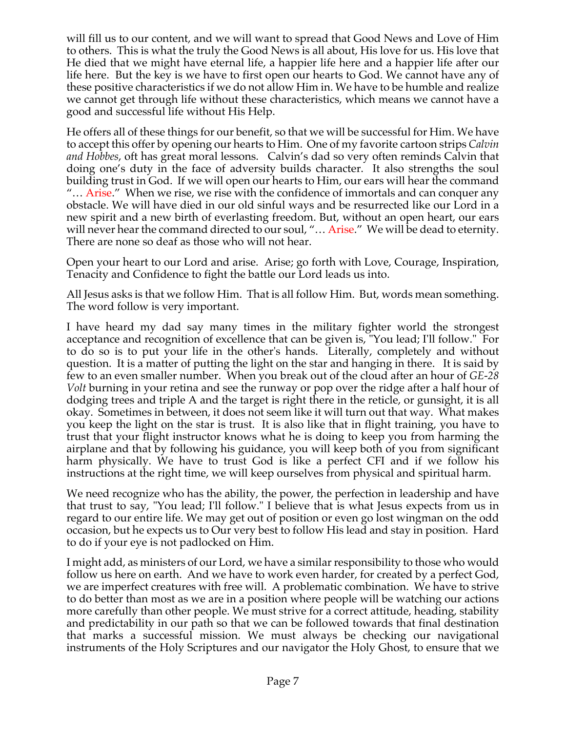will fill us to our content, and we will want to spread that Good News and Love of Him to others. This is what the truly the Good News is all about, His love for us. His love that He died that we might have eternal life, a happier life here and a happier life after our life here. But the key is we have to first open our hearts to God. We cannot have any of these positive characteristics if we do not allow Him in. We have to be humble and realize we cannot get through life without these characteristics, which means we cannot have a good and successful life without His Help.

He offers all of these things for our benefit, so that we will be successful for Him. We have to accept this offer by opening our hearts to Him. One of my favorite cartoon strips *Calvin and Hobbes*, oft has great moral lessons. Calvin's dad so very often reminds Calvin that doing one's duty in the face of adversity builds character. It also strengths the soul building trust in God. If we will open our hearts to Him, our ears will hear the command "… Arise." When we rise, we rise with the confidence of immortals and can conquer any obstacle. We will have died in our old sinful ways and be resurrected like our Lord in a new spirit and a new birth of everlasting freedom. But, without an open heart, our ears will never hear the command directed to our soul, "… Arise." We will be dead to eternity. There are none so deaf as those who will not hear.

Open your heart to our Lord and arise. Arise; go forth with Love, Courage, Inspiration, Tenacity and Confidence to fight the battle our Lord leads us into.

All Jesus asks is that we follow Him. That is all follow Him. But, words mean something. The word follow is very important.

I have heard my dad say many times in the military fighter world the strongest acceptance and recognition of excellence that can be given is, "You lead; I'll follow." For to do so is to put your life in the other's hands. Literally, completely and without question. It is a matter of putting the light on the star and hanging in there. It is said by few to an even smaller number. When you break out of the cloud after an hour of *GE-28 Volt* burning in your retina and see the runway or pop over the ridge after a half hour of dodging trees and triple A and the target is right there in the reticle, or gunsight, it is all okay. Sometimes in between, it does not seem like it will turn out that way. What makes you keep the light on the star is trust. It is also like that in flight training, you have to trust that your flight instructor knows what he is doing to keep you from harming the airplane and that by following his guidance, you will keep both of you from significant harm physically. We have to trust God is like a perfect CFI and if we follow his instructions at the right time, we will keep ourselves from physical and spiritual harm.

We need recognize who has the ability, the power, the perfection in leadership and have that trust to say, "You lead; I'll follow." I believe that is what Jesus expects from us in regard to our entire life. We may get out of position or even go lost wingman on the odd occasion, but he expects us to Our very best to follow His lead and stay in position. Hard to do if your eye is not padlocked on Him.

I might add, as ministers of our Lord, we have a similar responsibility to those who would follow us here on earth. And we have to work even harder, for created by a perfect God, we are imperfect creatures with free will. A problematic combination. We have to strive to do better than most as we are in a position where people will be watching our actions more carefully than other people. We must strive for a correct attitude, heading, stability and predictability in our path so that we can be followed towards that final destination that marks a successful mission. We must always be checking our navigational instruments of the Holy Scriptures and our navigator the Holy Ghost, to ensure that we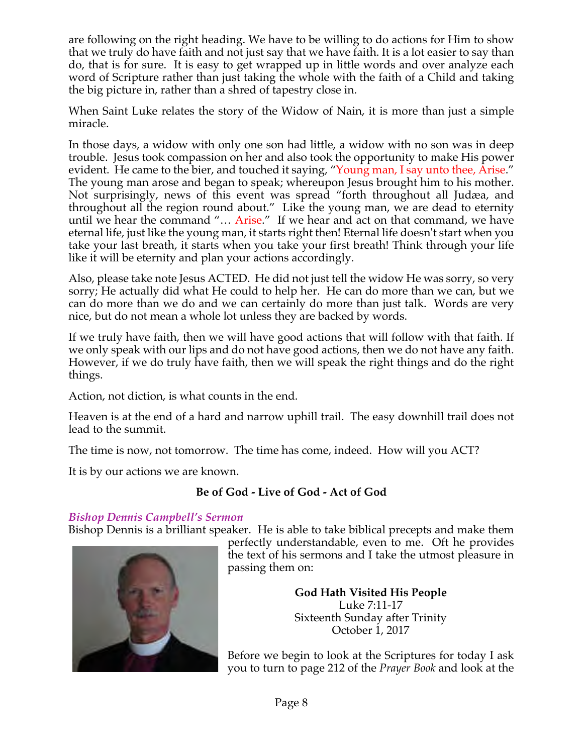are following on the right heading. We have to be willing to do actions for Him to show that we truly do have faith and not just say that we have faith. It is a lot easier to say than do, that is for sure. It is easy to get wrapped up in little words and over analyze each word of Scripture rather than just taking the whole with the faith of a Child and taking the big picture in, rather than a shred of tapestry close in.

When Saint Luke relates the story of the Widow of Nain, it is more than just a simple miracle.

In those days, a widow with only one son had little, a widow with no son was in deep trouble. Jesus took compassion on her and also took the opportunity to make His power evident. He came to the bier, and touched it saying, "Young man, I say unto thee, Arise." The young man arose and began to speak; whereupon Jesus brought him to his mother. Not surprisingly, news of this event was spread "forth throughout all Judæa, and throughout all the region round about." Like the young man, we are dead to eternity until we hear the command "… Arise." If we hear and act on that command, we have eternal life, just like the young man, it starts right then! Eternal life doesn't start when you take your last breath, it starts when you take your first breath! Think through your life like it will be eternity and plan your actions accordingly.

Also, please take note Jesus ACTED. He did not just tell the widow He was sorry, so very sorry; He actually did what He could to help her. He can do more than we can, but we can do more than we do and we can certainly do more than just talk. Words are very nice, but do not mean a whole lot unless they are backed by words.

If we truly have faith, then we will have good actions that will follow with that faith. If we only speak with our lips and do not have good actions, then we do not have any faith. However, if we do truly have faith, then we will speak the right things and do the right things.

Action, not diction, is what counts in the end.

Heaven is at the end of a hard and narrow uphill trail. The easy downhill trail does not lead to the summit.

The time is now, not tomorrow. The time has come, indeed. How will you ACT?

It is by our actions we are known.

**Be of God - Live of God - Act of God**

### *Bishop Dennis Campbell's Sermon*

Bishop Dennis is a brilliant speaker. He is able to take biblical precepts and make them perfectly understandable, even to me. Oft he provides the text of his sermons and I take the utmost pleasure in passing them on:

**God Hath Visited His People**
Luke 7:11-17
Sixteenth Sunday after Trinity
October 1, 2017

Before we begin to look at the Scriptures for today I ask you to turn to page 212 of the *Prayer Book* and look at the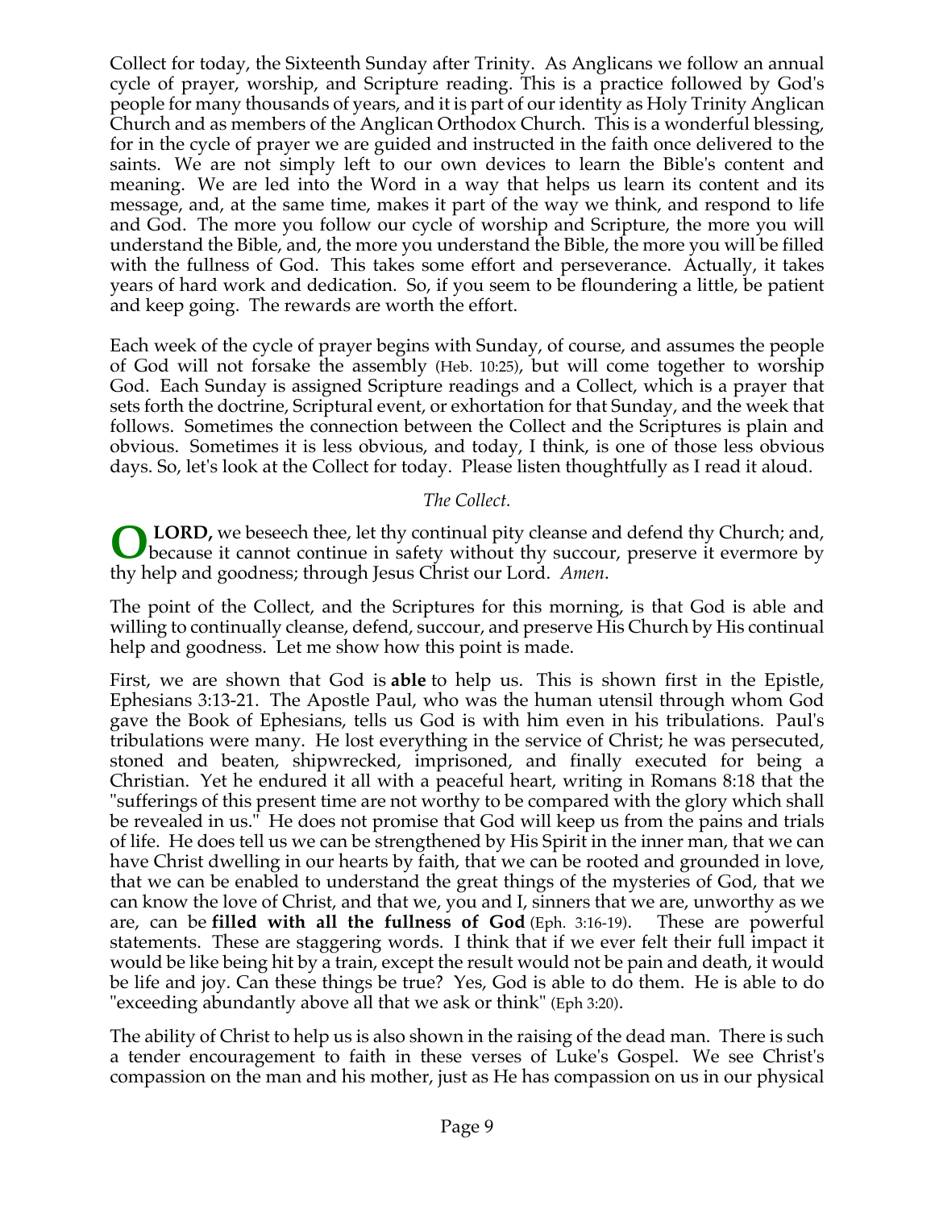Collect for today, the Sixteenth Sunday after Trinity. As Anglicans we follow an annual cycle of prayer, worship, and Scripture reading. This is a practice followed by God's people for many thousands of years, and it is part of our identity as Holy Trinity Anglican Church and as members of the Anglican Orthodox Church. This is a wonderful blessing, for in the cycle of prayer we are guided and instructed in the faith once delivered to the saints. We are not simply left to our own devices to learn the Bible's content and meaning. We are led into the Word in a way that helps us learn its content and its message, and, at the same time, makes it part of the way we think, and respond to life and God. The more you follow our cycle of worship and Scripture, the more you will understand the Bible, and, the more you understand the Bible, the more you will be filled with the fullness of God. This takes some effort and perseverance. Actually, it takes years of hard work and dedication. So, if you seem to be floundering a little, be patient and keep going. The rewards are worth the effort.

Each week of the cycle of prayer begins with Sunday, of course, and assumes the people of God will not forsake the assembly (Heb. 10:25), but will come together to worship God. Each Sunday is assigned Scripture readings and a Collect, which is a prayer that sets forth the doctrine, Scriptural event, or exhortation for that Sunday, and the week that follows. Sometimes the connection between the Collect and the Scriptures is plain and obvious. Sometimes it is less obvious, and today, I think, is one of those less obvious days. So, let's look at the Collect for today. Please listen thoughtfully as I read it aloud.

*The Collect.*

**O LORD,** we beseech thee, let thy continual pity cleanse and defend thy Church; and, because it cannot continue in safety without thy succour, preserve it evermore by thy help and goodness; through Jesus Christ our Lord. *Amen*.

The point of the Collect, and the Scriptures for this morning, is that God is able and willing to continually cleanse, defend, succour, and preserve His Church by His continual help and goodness. Let me show how this point is made.

First, we are shown that God is **able** to help us. This is shown first in the Epistle, Ephesians 3:13-21. The Apostle Paul, who was the human utensil through whom God gave the Book of Ephesians, tells us God is with him even in his tribulations. Paul's tribulations were many. He lost everything in the service of Christ; he was persecuted, stoned and beaten, shipwrecked, imprisoned, and finally executed for being a Christian. Yet he endured it all with a peaceful heart, writing in Romans 8:18 that the "sufferings of this present time are not worthy to be compared with the glory which shall be revealed in us." He does not promise that God will keep us from the pains and trials of life. He does tell us we can be strengthened by His Spirit in the inner man, that we can have Christ dwelling in our hearts by faith, that we can be rooted and grounded in love, that we can be enabled to understand the great things of the mysteries of God, that we can know the love of Christ, and that we, you and I, sinners that we are, unworthy as we are, can be **filled with all the fullness of God** (Eph. 3:16-19). These are powerful statements. These are staggering words. I think that if we ever felt their full impact it would be like being hit by a train, except the result would not be pain and death, it would be life and joy. Can these things be true? Yes, God is able to do them. He is able to do "exceeding abundantly above all that we ask or think" (Eph 3:20).

The ability of Christ to help us is also shown in the raising of the dead man. There is such a tender encouragement to faith in these verses of Luke's Gospel. We see Christ's compassion on the man and his mother, just as He has compassion on us in our physical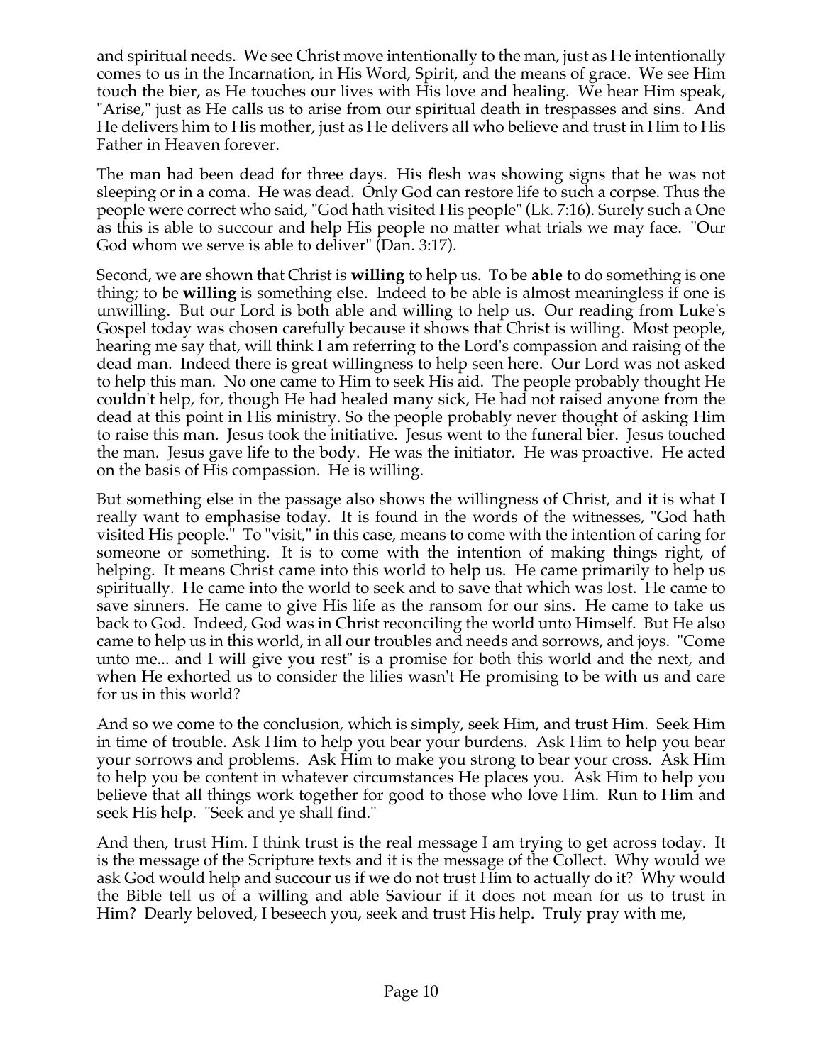and spiritual needs. We see Christ move intentionally to the man, just as He intentionally comes to us in the Incarnation, in His Word, Spirit, and the means of grace. We see Him touch the bier, as He touches our lives with His love and healing. We hear Him speak, "Arise," just as He calls us to arise from our spiritual death in trespasses and sins. And He delivers him to His mother, just as He delivers all who believe and trust in Him to His Father in Heaven forever.

The man had been dead for three days. His flesh was showing signs that he was not sleeping or in a coma. He was dead. Only God can restore life to such a corpse. Thus the people were correct who said, "God hath visited His people" (Lk. 7:16). Surely such a One as this is able to succour and help His people no matter what trials we may face. "Our God whom we serve is able to deliver" (Dan. 3:17).

Second, we are shown that Christ is **willing** to help us. To be **able** to do something is one thing; to be **willing** is something else. Indeed to be able is almost meaningless if one is unwilling. But our Lord is both able and willing to help us. Our reading from Luke's Gospel today was chosen carefully because it shows that Christ is willing. Most people, hearing me say that, will think I am referring to the Lord's compassion and raising of the dead man. Indeed there is great willingness to help seen here. Our Lord was not asked to help this man. No one came to Him to seek His aid. The people probably thought He couldn't help, for, though He had healed many sick, He had not raised anyone from the dead at this point in His ministry. So the people probably never thought of asking Him to raise this man. Jesus took the initiative. Jesus went to the funeral bier. Jesus touched the man. Jesus gave life to the body. He was the initiator. He was proactive. He acted on the basis of His compassion. He is willing.

But something else in the passage also shows the willingness of Christ, and it is what I really want to emphasise today. It is found in the words of the witnesses, "God hath visited His people." To "visit," in this case, means to come with the intention of caring for someone or something. It is to come with the intention of making things right, of helping. It means Christ came into this world to help us. He came primarily to help us spiritually. He came into the world to seek and to save that which was lost. He came to save sinners. He came to give His life as the ransom for our sins. He came to take us back to God. Indeed, God was in Christ reconciling the world unto Himself. But He also came to help us in this world, in all our troubles and needs and sorrows, and joys. "Come unto me... and I will give you rest" is a promise for both this world and the next, and when He exhorted us to consider the lilies wasn't He promising to be with us and care for us in this world?

And so we come to the conclusion, which is simply, seek Him, and trust Him. Seek Him in time of trouble. Ask Him to help you bear your burdens. Ask Him to help you bear your sorrows and problems. Ask Him to make you strong to bear your cross. Ask Him to help you be content in whatever circumstances He places you. Ask Him to help you believe that all things work together for good to those who love Him. Run to Him and seek His help. "Seek and ye shall find."

And then, trust Him. I think trust is the real message I am trying to get across today. It is the message of the Scripture texts and it is the message of the Collect. Why would we ask God would help and succour us if we do not trust Him to actually do it? Why would the Bible tell us of a willing and able Saviour if it does not mean for us to trust in Him? Dearly beloved, I beseech you, seek and trust His help. Truly pray with me,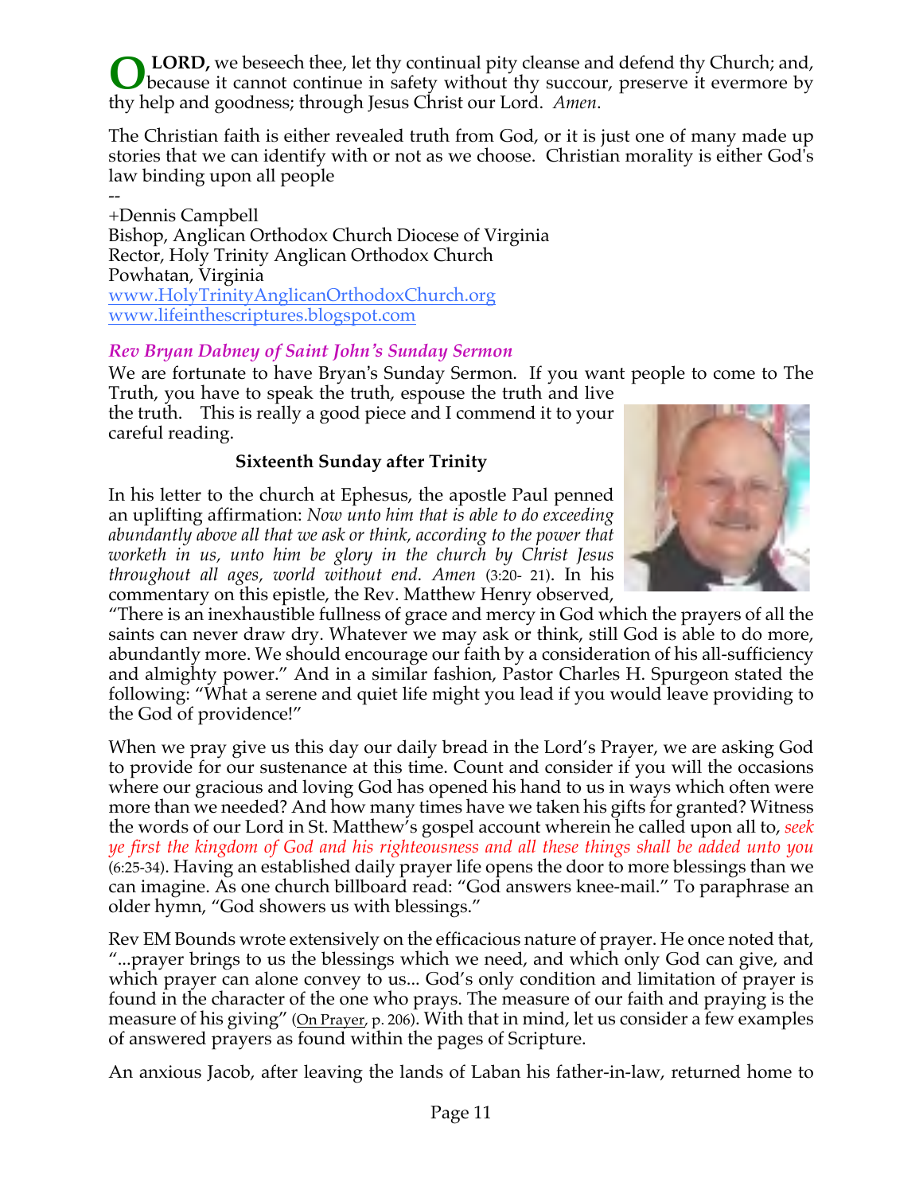**O LORD,** we beseech thee, let thy continual pity cleanse and defend thy Church; and, because it cannot continue in safety without thy succour, preserve it evermore by thy help and goodness; through Jesus Christ our Lord. *Amen*.

The Christian faith is either revealed truth from God, or it is just one of many made up stories that we can identify with or not as we choose. Christian morality is either God's law binding upon all people

--
+Dennis Campbell
Bishop, Anglican Orthodox Church Diocese of Virginia
Rector, Holy Trinity Anglican Orthodox Church
Powhatan, Virginia
www.HolyTrinityAnglicanOrthodoxChurch.org
www.lifeinthescriptures.blogspot.com

***Rev Bryan Dabney of Saint John's Sunday Sermon***

We are fortunate to have Bryan's Sunday Sermon. If you want people to come to The Truth, you have to speak the truth, espouse the truth and live the truth. This is really a good piece and I commend it to your careful reading.

**Sixteenth Sunday after Trinity**

In his letter to the church at Ephesus, the apostle Paul penned an uplifting affirmation: *Now unto him that is able to do exceeding abundantly above all that we ask or think, according to the power that worketh in us, unto him be glory in the church by Christ Jesus throughout all ages, world without end. Amen* (3:20- 21). In his commentary on this epistle, the Rev. Matthew Henry observed, "There is an inexhaustible fullness of grace and mercy in God which the prayers of all the saints can never draw dry. Whatever we may ask or think, still God is able to do more, abundantly more. We should encourage our faith by a consideration of his all-sufficiency and almighty power." And in a similar fashion, Pastor Charles H. Spurgeon stated the following: "What a serene and quiet life might you lead if you would leave providing to the God of providence!"

When we pray give us this day our daily bread in the Lord's Prayer, we are asking God to provide for our sustenance at this time. Count and consider if you will the occasions where our gracious and loving God has opened his hand to us in ways which often were more than we needed? And how many times have we taken his gifts for granted? Witness the words of our Lord in St. Matthew's gospel account wherein he called upon all to, *seek ye first the kingdom of God and his righteousness and all these things shall be added unto you* (6:25-34). Having an established daily prayer life opens the door to more blessings than we can imagine. As one church billboard read: "God answers knee-mail." To paraphrase an older hymn, "God showers us with blessings."

Rev EM Bounds wrote extensively on the efficacious nature of prayer. He once noted that, "...prayer brings to us the blessings which we need, and which only God can give, and which prayer can alone convey to us... God's only condition and limitation of prayer is found in the character of the one who prays. The measure of our faith and praying is the measure of his giving" (On Prayer, p. 206). With that in mind, let us consider a few examples of answered prayers as found within the pages of Scripture.

An anxious Jacob, after leaving the lands of Laban his father-in-law, returned home to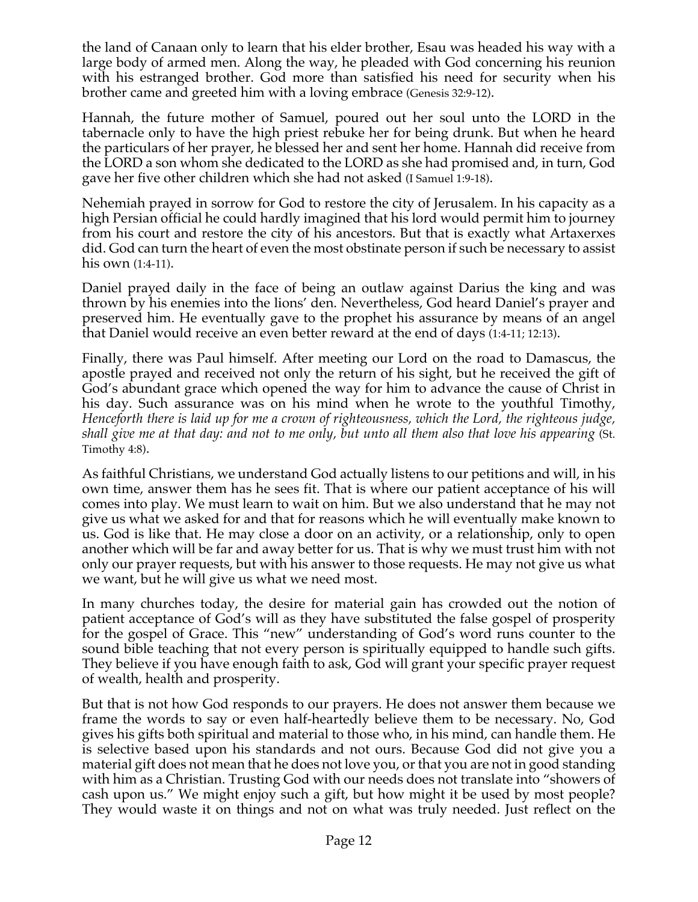the land of Canaan only to learn that his elder brother, Esau was headed his way with a large body of armed men. Along the way, he pleaded with God concerning his reunion with his estranged brother. God more than satisfied his need for security when his brother came and greeted him with a loving embrace (Genesis 32:9-12).

Hannah, the future mother of Samuel, poured out her soul unto the LORD in the tabernacle only to have the high priest rebuke her for being drunk. But when he heard the particulars of her prayer, he blessed her and sent her home. Hannah did receive from the LORD a son whom she dedicated to the LORD as she had promised and, in turn, God gave her five other children which she had not asked (I Samuel 1:9-18).

Nehemiah prayed in sorrow for God to restore the city of Jerusalem. In his capacity as a high Persian official he could hardly imagined that his lord would permit him to journey from his court and restore the city of his ancestors. But that is exactly what Artaxerxes did. God can turn the heart of even the most obstinate person if such be necessary to assist his own (1:4-11).

Daniel prayed daily in the face of being an outlaw against Darius the king and was thrown by his enemies into the lions' den. Nevertheless, God heard Daniel's prayer and preserved him. He eventually gave to the prophet his assurance by means of an angel that Daniel would receive an even better reward at the end of days (1:4-11; 12:13).

Finally, there was Paul himself. After meeting our Lord on the road to Damascus, the apostle prayed and received not only the return of his sight, but he received the gift of God's abundant grace which opened the way for him to advance the cause of Christ in his day. Such assurance was on his mind when he wrote to the youthful Timothy, *Henceforth there is laid up for me a crown of righteousness, which the Lord, the righteous judge, shall give me at that day: and not to me only, but unto all them also that love his appearing* (St. Timothy 4:8).

As faithful Christians, we understand God actually listens to our petitions and will, in his own time, answer them has he sees fit. That is where our patient acceptance of his will comes into play. We must learn to wait on him. But we also understand that he may not give us what we asked for and that for reasons which he will eventually make known to us. God is like that. He may close a door on an activity, or a relationship, only to open another which will be far and away better for us. That is why we must trust him with not only our prayer requests, but with his answer to those requests. He may not give us what we want, but he will give us what we need most.

In many churches today, the desire for material gain has crowded out the notion of patient acceptance of God's will as they have substituted the false gospel of prosperity for the gospel of Grace. This "new" understanding of God's word runs counter to the sound bible teaching that not every person is spiritually equipped to handle such gifts. They believe if you have enough faith to ask, God will grant your specific prayer request of wealth, health and prosperity.

But that is not how God responds to our prayers. He does not answer them because we frame the words to say or even half-heartedly believe them to be necessary. No, God gives his gifts both spiritual and material to those who, in his mind, can handle them. He is selective based upon his standards and not ours. Because God did not give you a material gift does not mean that he does not love you, or that you are not in good standing with him as a Christian. Trusting God with our needs does not translate into "showers of cash upon us." We might enjoy such a gift, but how might it be used by most people? They would waste it on things and not on what was truly needed. Just reflect on the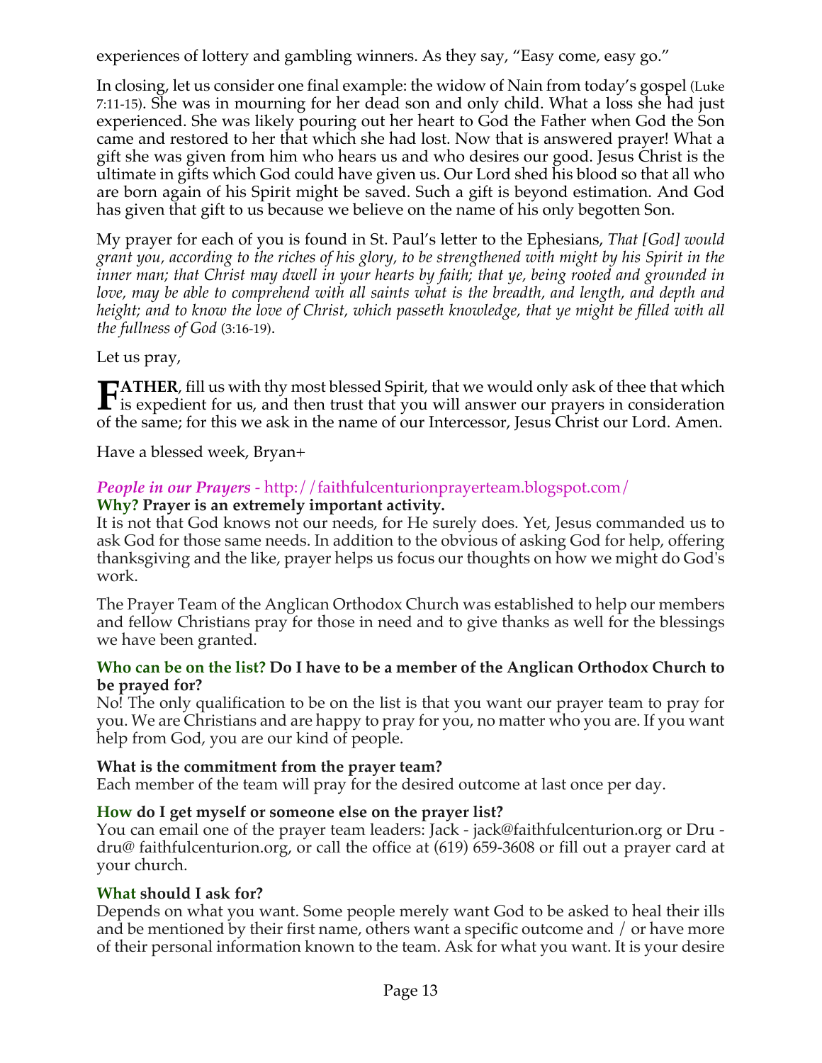experiences of lottery and gambling winners. As they say, "Easy come, easy go."

In closing, let us consider one final example: the widow of Nain from today's gospel (Luke 7:11-15). She was in mourning for her dead son and only child. What a loss she had just experienced. She was likely pouring out her heart to God the Father when God the Son came and restored to her that which she had lost. Now that is answered prayer! What a gift she was given from him who hears us and who desires our good. Jesus Christ is the ultimate in gifts which God could have given us. Our Lord shed his blood so that all who are born again of his Spirit might be saved. Such a gift is beyond estimation. And God has given that gift to us because we believe on the name of his only begotten Son.

My prayer for each of you is found in St. Paul's letter to the Ephesians, *That [God] would grant you, according to the riches of his glory, to be strengthened with might by his Spirit in the inner man; that Christ may dwell in your hearts by faith; that ye, being rooted and grounded in love, may be able to comprehend with all saints what is the breadth, and length, and depth and height; and to know the love of Christ, which passeth knowledge, that ye might be filled with all the fullness of God* (3:16-19).

Let us pray,

**FATHER**, fill us with thy most blessed Spirit, that we would only ask of thee that which is expedient for us, and then trust that you will answer our prayers in consideration of the same; for this we ask in the name of our Intercessor, Jesus Christ our Lord. Amen.

Have a blessed week, Bryan+

### *People in our Prayers* - http://faithfulcenturionprayerteam.blogspot.com/

**Why? Prayer is an extremely important activity.**

It is not that God knows not our needs, for He surely does. Yet, Jesus commanded us to ask God for those same needs. In addition to the obvious of asking God for help, offering thanksgiving and the like, prayer helps us focus our thoughts on how we might do God's work.

The Prayer Team of the Anglican Orthodox Church was established to help our members and fellow Christians pray for those in need and to give thanks as well for the blessings we have been granted.

**Who can be on the list? Do I have to be a member of the Anglican Orthodox Church to be prayed for?**

No! The only qualification to be on the list is that you want our prayer team to pray for you. We are Christians and are happy to pray for you, no matter who you are. If you want help from God, you are our kind of people.

**What is the commitment from the prayer team?**

Each member of the team will pray for the desired outcome at last once per day.

**How do I get myself or someone else on the prayer list?**

You can email one of the prayer team leaders: Jack - jack@faithfulcenturion.org or Dru - dru@ faithfulcenturion.org, or call the office at (619) 659-3608 or fill out a prayer card at your church.

**What should I ask for?**

Depends on what you want. Some people merely want God to be asked to heal their ills and be mentioned by their first name, others want a specific outcome and / or have more of their personal information known to the team. Ask for what you want. It is your desire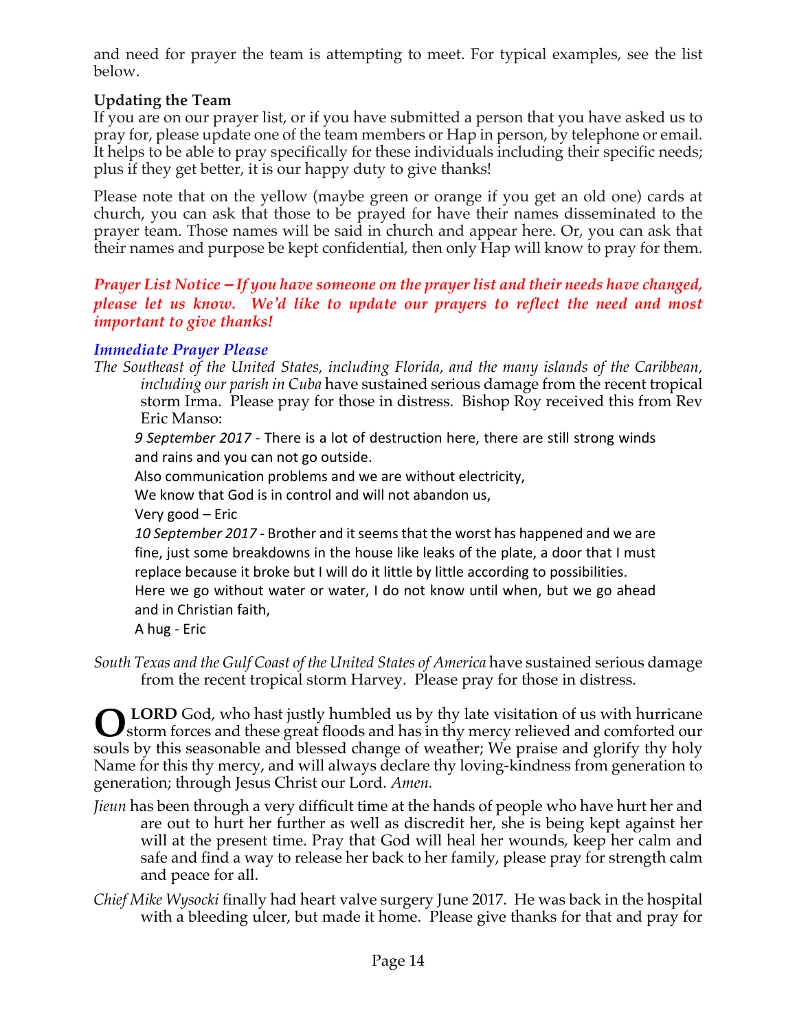and need for prayer the team is attempting to meet. For typical examples, see the list below.

**Updating the Team**

If you are on our prayer list, or if you have submitted a person that you have asked us to pray for, please update one of the team members or Hap in person, by telephone or email. It helps to be able to pray specifically for these individuals including their specific needs; plus if they get better, it is our happy duty to give thanks!

Please note that on the yellow (maybe green or orange if you get an old one) cards at church, you can ask that those to be prayed for have their names disseminated to the prayer team. Those names will be said in church and appear here. Or, you can ask that their names and purpose be kept confidential, then only Hap will know to pray for them.

***Prayer List Notice – If you have someone on the prayer list and their needs have changed, please let us know. We'd like to update our prayers to reflect the need and most important to give thanks!***

***Immediate Prayer Please***

*The Southeast of the United States, including Florida, and the many islands of the Caribbean, including our parish in Cuba* have sustained serious damage from the recent tropical storm Irma. Please pray for those in distress. Bishop Roy received this from Rev Eric Manso:

*9 September 2017* - There is a lot of destruction here, there are still strong winds and rains and you can not go outside.
Also communication problems and we are without electricity,
We know that God is in control and will not abandon us,
Very good – Eric

*10 September 2017* - Brother and it seems that the worst has happened and we are fine, just some breakdowns in the house like leaks of the plate, a door that I must replace because it broke but I will do it little by little according to possibilities.
Here we go without water or water, I do not know until when, but we go ahead and in Christian faith,
A hug - Eric

*South Texas and the Gulf Coast of the United States of America* have sustained serious damage from the recent tropical storm Harvey. Please pray for those in distress.

**O LORD** God, who hast justly humbled us by thy late visitation of us with hurricane storm forces and these great floods and has in thy mercy relieved and comforted our souls by this seasonable and blessed change of weather; We praise and glorify thy holy Name for this thy mercy, and will always declare thy loving-kindness from generation to generation; through Jesus Christ our Lord. *Amen.*

*Jieun* has been through a very difficult time at the hands of people who have hurt her and are out to hurt her further as well as discredit her, she is being kept against her will at the present time. Pray that God will heal her wounds, keep her calm and safe and find a way to release her back to her family, please pray for strength calm and peace for all.

*Chief Mike Wysocki* finally had heart valve surgery June 2017. He was back in the hospital with a bleeding ulcer, but made it home. Please give thanks for that and pray for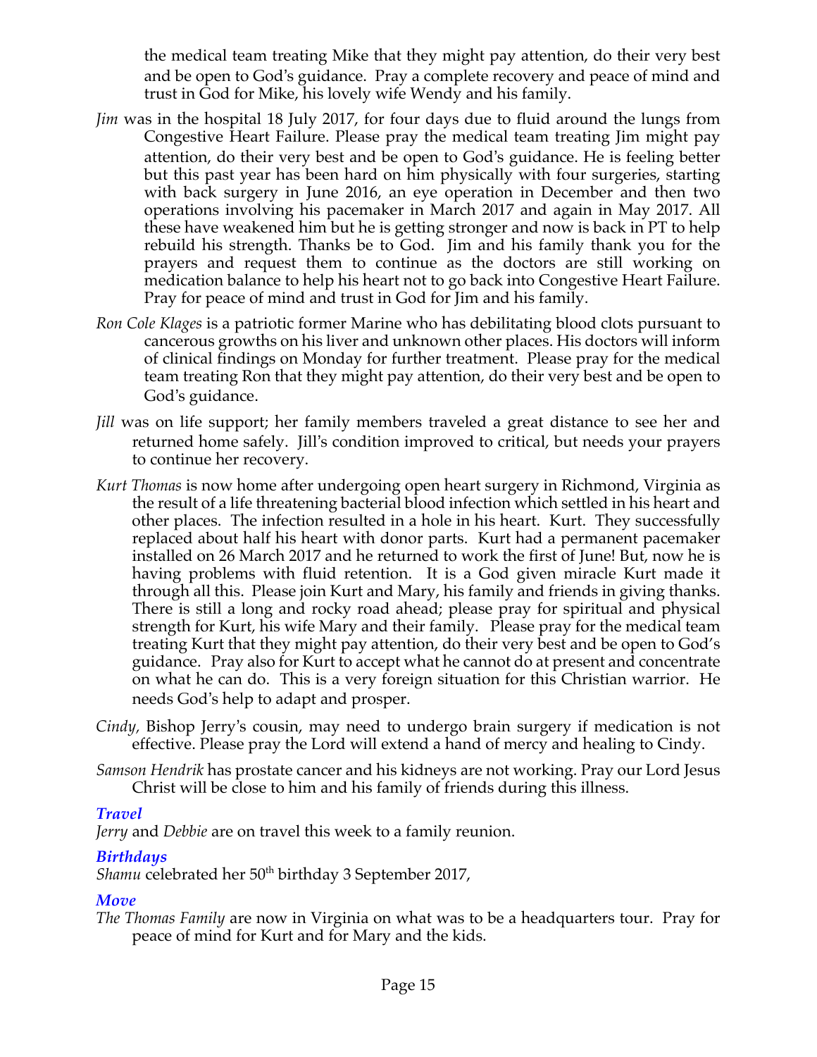the medical team treating Mike that they might pay attention, do their very best and be open to God's guidance. Pray a complete recovery and peace of mind and trust in God for Mike, his lovely wife Wendy and his family.

*Jim* was in the hospital 18 July 2017, for four days due to fluid around the lungs from Congestive Heart Failure. Please pray the medical team treating Jim might pay attention, do their very best and be open to God's guidance. He is feeling better but this past year has been hard on him physically with four surgeries, starting with back surgery in June 2016, an eye operation in December and then two operations involving his pacemaker in March 2017 and again in May 2017. All these have weakened him but he is getting stronger and now is back in PT to help rebuild his strength. Thanks be to God. Jim and his family thank you for the prayers and request them to continue as the doctors are still working on medication balance to help his heart not to go back into Congestive Heart Failure. Pray for peace of mind and trust in God for Jim and his family.

*Ron Cole Klages* is a patriotic former Marine who has debilitating blood clots pursuant to cancerous growths on his liver and unknown other places. His doctors will inform of clinical findings on Monday for further treatment. Please pray for the medical team treating Ron that they might pay attention, do their very best and be open to God's guidance.

*Jill* was on life support; her family members traveled a great distance to see her and returned home safely. Jill's condition improved to critical, but needs your prayers to continue her recovery.

*Kurt Thomas* is now home after undergoing open heart surgery in Richmond, Virginia as the result of a life threatening bacterial blood infection which settled in his heart and other places. The infection resulted in a hole in his heart. Kurt. They successfully replaced about half his heart with donor parts. Kurt had a permanent pacemaker installed on 26 March 2017 and he returned to work the first of June! But, now he is having problems with fluid retention. It is a God given miracle Kurt made it through all this. Please join Kurt and Mary, his family and friends in giving thanks. There is still a long and rocky road ahead; please pray for spiritual and physical strength for Kurt, his wife Mary and their family. Please pray for the medical team treating Kurt that they might pay attention, do their very best and be open to God's guidance. Pray also for Kurt to accept what he cannot do at present and concentrate on what he can do. This is a very foreign situation for this Christian warrior. He needs God's help to adapt and prosper.

*Cindy,* Bishop Jerry's cousin, may need to undergo brain surgery if medication is not effective. Please pray the Lord will extend a hand of mercy and healing to Cindy.

*Samson Hendrik* has prostate cancer and his kidneys are not working. Pray our Lord Jesus Christ will be close to him and his family of friends during this illness.

### *Travel*

*Jerry* and *Debbie* are on travel this week to a family reunion.

### *Birthdays*

*Shamu* celebrated her 50th birthday 3 September 2017,

### *Move*

*The Thomas Family* are now in Virginia on what was to be a headquarters tour. Pray for peace of mind for Kurt and for Mary and the kids.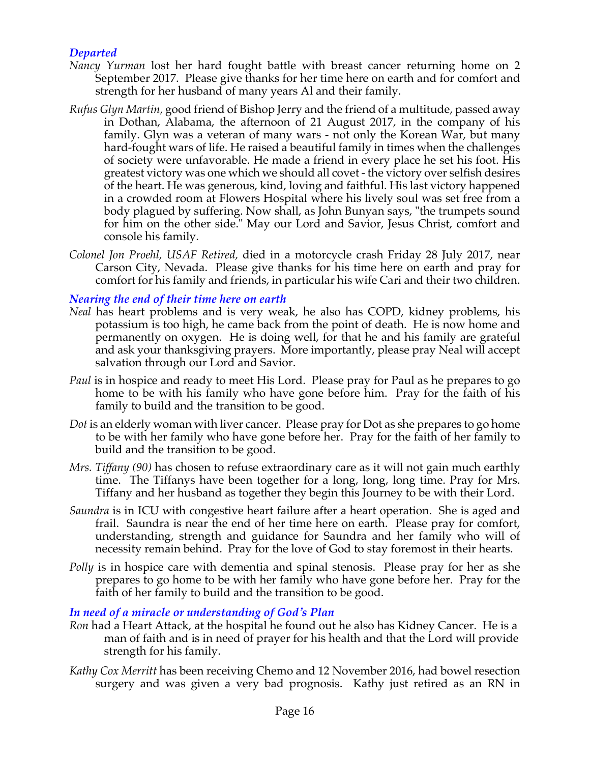### *Departed*

*Nancy Yurman* lost her hard fought battle with breast cancer returning home on 2 September 2017. Please give thanks for her time here on earth and for comfort and strength for her husband of many years Al and their family.

*Rufus Glyn Martin,* good friend of Bishop Jerry and the friend of a multitude, passed away in Dothan, Alabama, the afternoon of 21 August 2017, in the company of his family. Glyn was a veteran of many wars - not only the Korean War, but many hard-fought wars of life. He raised a beautiful family in times when the challenges of society were unfavorable. He made a friend in every place he set his foot. His greatest victory was one which we should all covet - the victory over selfish desires of the heart. He was generous, kind, loving and faithful. His last victory happened in a crowded room at Flowers Hospital where his lively soul was set free from a body plagued by suffering. Now shall, as John Bunyan says, "the trumpets sound for him on the other side." May our Lord and Savior, Jesus Christ, comfort and console his family.

*Colonel Jon Proehl, USAF Retired,* died in a motorcycle crash Friday 28 July 2017, near Carson City, Nevada. Please give thanks for his time here on earth and pray for comfort for his family and friends, in particular his wife Cari and their two children.

### *Nearing the end of their time here on earth*

*Neal* has heart problems and is very weak, he also has COPD, kidney problems, his potassium is too high, he came back from the point of death. He is now home and permanently on oxygen. He is doing well, for that he and his family are grateful and ask your thanksgiving prayers. More importantly, please pray Neal will accept salvation through our Lord and Savior.

*Paul* is in hospice and ready to meet His Lord. Please pray for Paul as he prepares to go home to be with his family who have gone before him. Pray for the faith of his family to build and the transition to be good.

*Dot* is an elderly woman with liver cancer. Please pray for Dot as she prepares to go home to be with her family who have gone before her. Pray for the faith of her family to build and the transition to be good.

*Mrs. Tiffany (90)* has chosen to refuse extraordinary care as it will not gain much earthly time. The Tiffanys have been together for a long, long, long time. Pray for Mrs. Tiffany and her husband as together they begin this Journey to be with their Lord.

*Saundra* is in ICU with congestive heart failure after a heart operation. She is aged and frail. Saundra is near the end of her time here on earth. Please pray for comfort, understanding, strength and guidance for Saundra and her family who will of necessity remain behind. Pray for the love of God to stay foremost in their hearts.

*Polly* is in hospice care with dementia and spinal stenosis. Please pray for her as she prepares to go home to be with her family who have gone before her. Pray for the faith of her family to build and the transition to be good.

### *In need of a miracle or understanding of God's Plan*

*Ron* had a Heart Attack, at the hospital he found out he also has Kidney Cancer. He is a man of faith and is in need of prayer for his health and that the Lord will provide strength for his family.

*Kathy Cox Merritt* has been receiving Chemo and 12 November 2016, had bowel resection surgery and was given a very bad prognosis. Kathy just retired as an RN in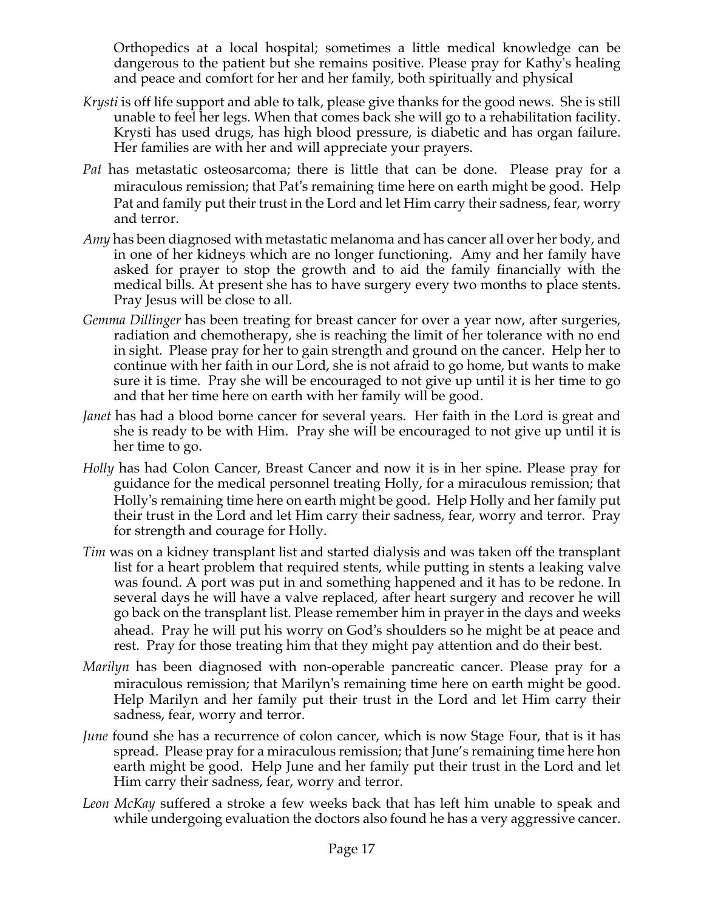Orthopedics at a local hospital; sometimes a little medical knowledge can be dangerous to the patient but she remains positive. Please pray for Kathy's healing and peace and comfort for her and her family, both spiritually and physical

*Krysti* is off life support and able to talk, please give thanks for the good news. She is still unable to feel her legs. When that comes back she will go to a rehabilitation facility. Krysti has used drugs, has high blood pressure, is diabetic and has organ failure. Her families are with her and will appreciate your prayers.

*Pat* has metastatic osteosarcoma; there is little that can be done. Please pray for a miraculous remission; that Pat's remaining time here on earth might be good. Help Pat and family put their trust in the Lord and let Him carry their sadness, fear, worry and terror.

*Amy* has been diagnosed with metastatic melanoma and has cancer all over her body, and in one of her kidneys which are no longer functioning. Amy and her family have asked for prayer to stop the growth and to aid the family financially with the medical bills. At present she has to have surgery every two months to place stents. Pray Jesus will be close to all.

*Gemma Dillinger* has been treating for breast cancer for over a year now, after surgeries, radiation and chemotherapy, she is reaching the limit of her tolerance with no end in sight. Please pray for her to gain strength and ground on the cancer. Help her to continue with her faith in our Lord, she is not afraid to go home, but wants to make sure it is time. Pray she will be encouraged to not give up until it is her time to go and that her time here on earth with her family will be good.

*Janet* has had a blood borne cancer for several years. Her faith in the Lord is great and she is ready to be with Him. Pray she will be encouraged to not give up until it is her time to go.

*Holly* has had Colon Cancer, Breast Cancer and now it is in her spine. Please pray for guidance for the medical personnel treating Holly, for a miraculous remission; that Holly's remaining time here on earth might be good. Help Holly and her family put their trust in the Lord and let Him carry their sadness, fear, worry and terror. Pray for strength and courage for Holly.

*Tim* was on a kidney transplant list and started dialysis and was taken off the transplant list for a heart problem that required stents, while putting in stents a leaking valve was found. A port was put in and something happened and it has to be redone. In several days he will have a valve replaced, after heart surgery and recover he will go back on the transplant list. Please remember him in prayer in the days and weeks ahead. Pray he will put his worry on God's shoulders so he might be at peace and rest. Pray for those treating him that they might pay attention and do their best.

*Marilyn* has been diagnosed with non-operable pancreatic cancer. Please pray for a miraculous remission; that Marilyn's remaining time here on earth might be good. Help Marilyn and her family put their trust in the Lord and let Him carry their sadness, fear, worry and terror.

*June* found she has a recurrence of colon cancer, which is now Stage Four, that is it has spread. Please pray for a miraculous remission; that June's remaining time here hon earth might be good. Help June and her family put their trust in the Lord and let Him carry their sadness, fear, worry and terror.

*Leon McKay* suffered a stroke a few weeks back that has left him unable to speak and while undergoing evaluation the doctors also found he has a very aggressive cancer.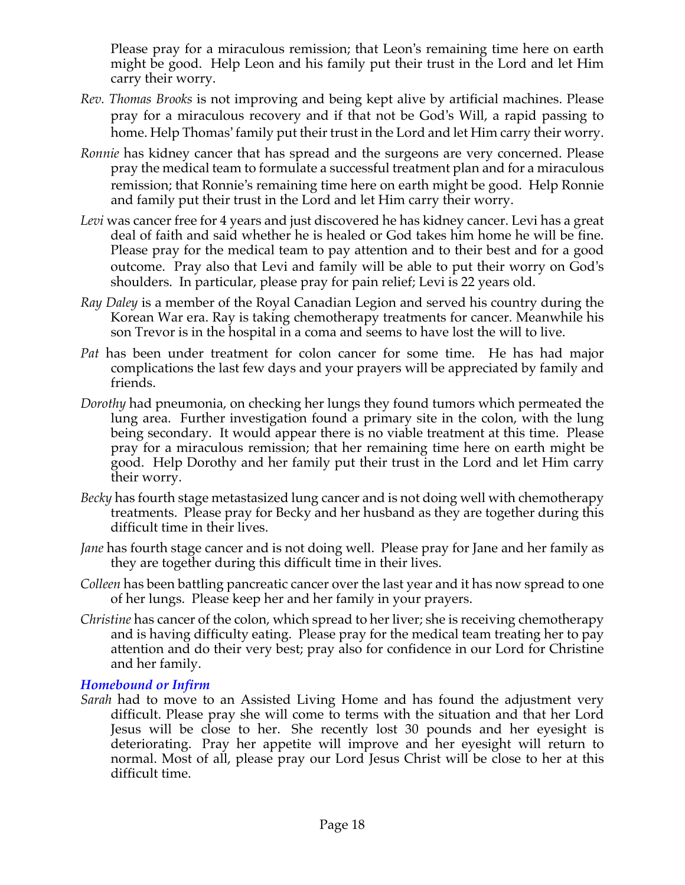Please pray for a miraculous remission; that Leon's remaining time here on earth might be good. Help Leon and his family put their trust in the Lord and let Him carry their worry.

*Rev. Thomas Brooks* is not improving and being kept alive by artificial machines. Please pray for a miraculous recovery and if that not be God's Will, a rapid passing to home. Help Thomas' family put their trust in the Lord and let Him carry their worry.

*Ronnie* has kidney cancer that has spread and the surgeons are very concerned. Please pray the medical team to formulate a successful treatment plan and for a miraculous remission; that Ronnie's remaining time here on earth might be good. Help Ronnie and family put their trust in the Lord and let Him carry their worry.

*Levi* was cancer free for 4 years and just discovered he has kidney cancer. Levi has a great deal of faith and said whether he is healed or God takes him home he will be fine. Please pray for the medical team to pay attention and to their best and for a good outcome. Pray also that Levi and family will be able to put their worry on God's shoulders. In particular, please pray for pain relief; Levi is 22 years old.

*Ray Daley* is a member of the Royal Canadian Legion and served his country during the Korean War era. Ray is taking chemotherapy treatments for cancer. Meanwhile his son Trevor is in the hospital in a coma and seems to have lost the will to live.

*Pat* has been under treatment for colon cancer for some time. He has had major complications the last few days and your prayers will be appreciated by family and friends.

*Dorothy* had pneumonia, on checking her lungs they found tumors which permeated the lung area. Further investigation found a primary site in the colon, with the lung being secondary. It would appear there is no viable treatment at this time. Please pray for a miraculous remission; that her remaining time here on earth might be good. Help Dorothy and her family put their trust in the Lord and let Him carry their worry.

*Becky* has fourth stage metastasized lung cancer and is not doing well with chemotherapy treatments. Please pray for Becky and her husband as they are together during this difficult time in their lives.

*Jane* has fourth stage cancer and is not doing well. Please pray for Jane and her family as they are together during this difficult time in their lives.

*Colleen* has been battling pancreatic cancer over the last year and it has now spread to one of her lungs. Please keep her and her family in your prayers.

*Christine* has cancer of the colon, which spread to her liver; she is receiving chemotherapy and is having difficulty eating. Please pray for the medical team treating her to pay attention and do their very best; pray also for confidence in our Lord for Christine and her family.

### *Homebound or Infirm*

*Sarah* had to move to an Assisted Living Home and has found the adjustment very difficult. Please pray she will come to terms with the situation and that her Lord Jesus will be close to her. She recently lost 30 pounds and her eyesight is deteriorating. Pray her appetite will improve and her eyesight will return to normal. Most of all, please pray our Lord Jesus Christ will be close to her at this difficult time.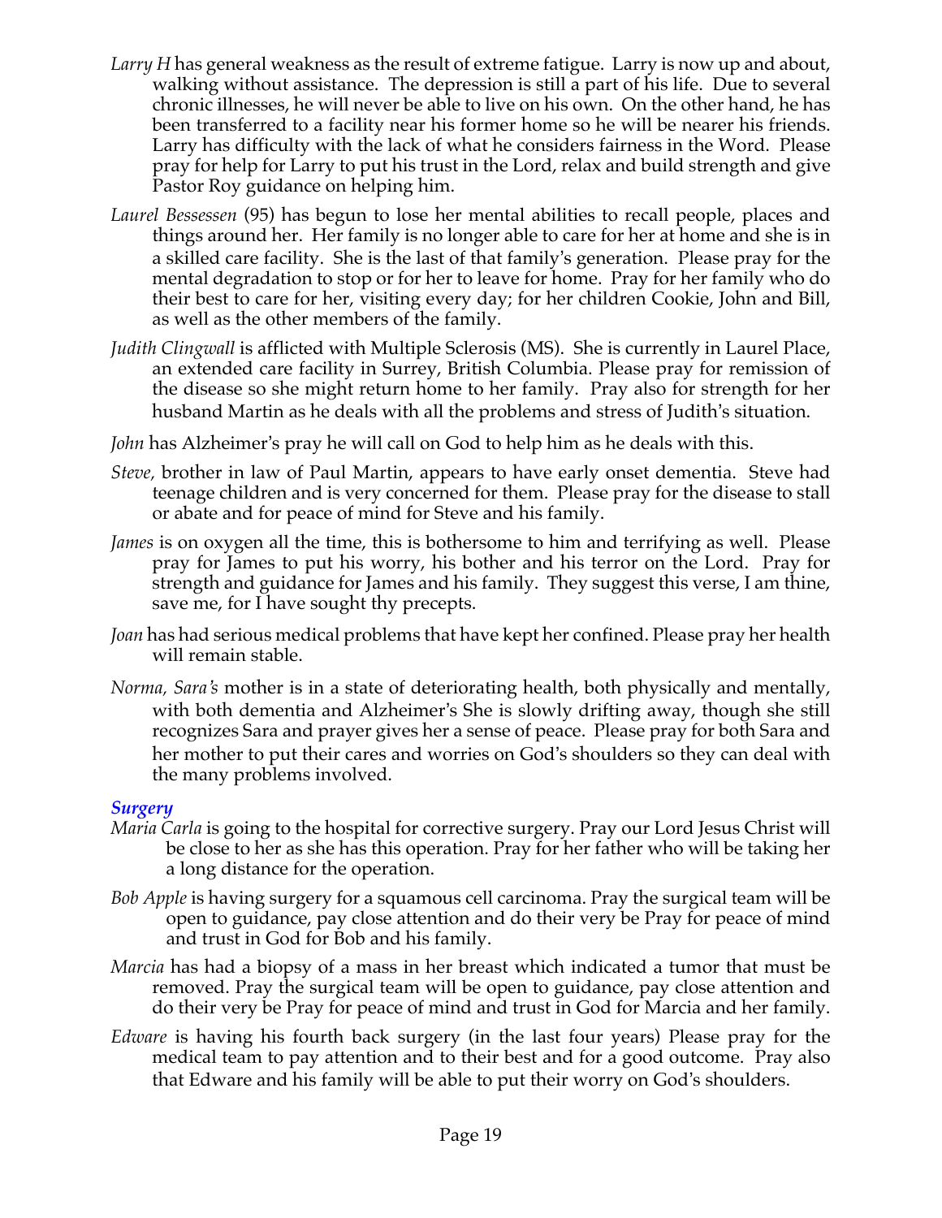*Larry H* has general weakness as the result of extreme fatigue. Larry is now up and about, walking without assistance. The depression is still a part of his life. Due to several chronic illnesses, he will never be able to live on his own. On the other hand, he has been transferred to a facility near his former home so he will be nearer his friends. Larry has difficulty with the lack of what he considers fairness in the Word. Please pray for help for Larry to put his trust in the Lord, relax and build strength and give Pastor Roy guidance on helping him.

*Laurel Bessessen* (95) has begun to lose her mental abilities to recall people, places and things around her. Her family is no longer able to care for her at home and she is in a skilled care facility. She is the last of that family's generation. Please pray for the mental degradation to stop or for her to leave for home. Pray for her family who do their best to care for her, visiting every day; for her children Cookie, John and Bill, as well as the other members of the family.

*Judith Clingwall* is afflicted with Multiple Sclerosis (MS). She is currently in Laurel Place, an extended care facility in Surrey, British Columbia. Please pray for remission of the disease so she might return home to her family. Pray also for strength for her husband Martin as he deals with all the problems and stress of Judith's situation.

*John* has Alzheimer's pray he will call on God to help him as he deals with this.

*Steve,* brother in law of Paul Martin, appears to have early onset dementia. Steve had teenage children and is very concerned for them. Please pray for the disease to stall or abate and for peace of mind for Steve and his family.

*James* is on oxygen all the time, this is bothersome to him and terrifying as well. Please pray for James to put his worry, his bother and his terror on the Lord. Pray for strength and guidance for James and his family. They suggest this verse, I am thine, save me, for I have sought thy precepts.

*Joan* has had serious medical problems that have kept her confined. Please pray her health will remain stable.

*Norma, Sara's* mother is in a state of deteriorating health, both physically and mentally, with both dementia and Alzheimer's She is slowly drifting away, though she still recognizes Sara and prayer gives her a sense of peace. Please pray for both Sara and her mother to put their cares and worries on God's shoulders so they can deal with the many problems involved.

### *Surgery*

*Maria Carla* is going to the hospital for corrective surgery. Pray our Lord Jesus Christ will be close to her as she has this operation. Pray for her father who will be taking her a long distance for the operation.

*Bob Apple* is having surgery for a squamous cell carcinoma. Pray the surgical team will be open to guidance, pay close attention and do their very be Pray for peace of mind and trust in God for Bob and his family.

*Marcia* has had a biopsy of a mass in her breast which indicated a tumor that must be removed. Pray the surgical team will be open to guidance, pay close attention and do their very be Pray for peace of mind and trust in God for Marcia and her family.

*Edware* is having his fourth back surgery (in the last four years) Please pray for the medical team to pay attention and to their best and for a good outcome. Pray also that Edware and his family will be able to put their worry on God's shoulders.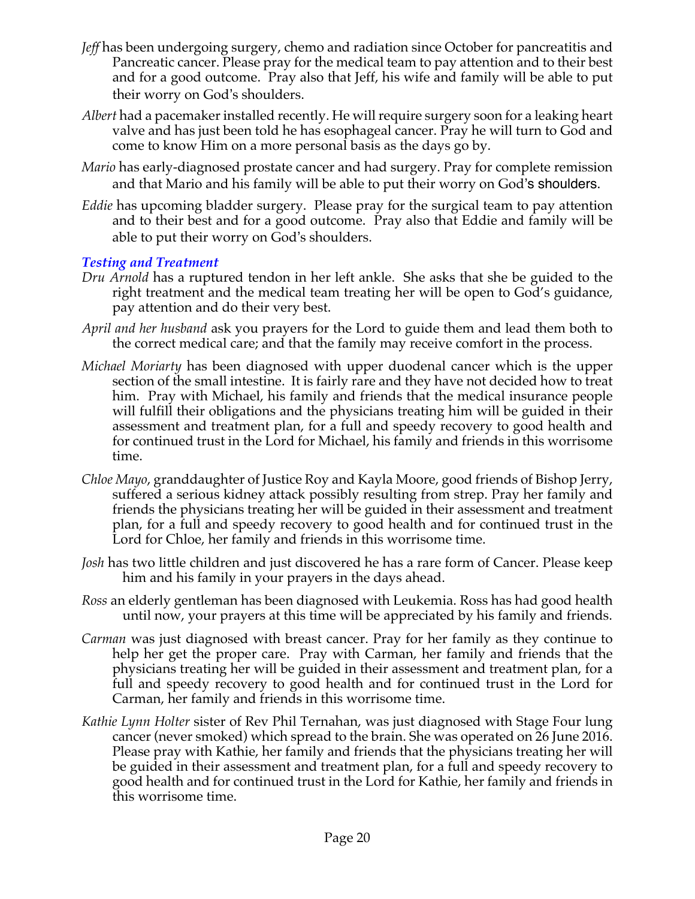*Jeff* has been undergoing surgery, chemo and radiation since October for pancreatitis and Pancreatic cancer. Please pray for the medical team to pay attention and to their best and for a good outcome. Pray also that Jeff, his wife and family will be able to put their worry on God's shoulders.

*Albert* had a pacemaker installed recently. He will require surgery soon for a leaking heart valve and has just been told he has esophageal cancer. Pray he will turn to God and come to know Him on a more personal basis as the days go by.

*Mario* has early-diagnosed prostate cancer and had surgery. Pray for complete remission and that Mario and his family will be able to put their worry on God's shoulders.

*Eddie* has upcoming bladder surgery. Please pray for the surgical team to pay attention and to their best and for a good outcome. Pray also that Eddie and family will be able to put their worry on God's shoulders.

### *Testing and Treatment*

*Dru Arnold* has a ruptured tendon in her left ankle. She asks that she be guided to the right treatment and the medical team treating her will be open to God's guidance, pay attention and do their very best.

*April and her husband* ask you prayers for the Lord to guide them and lead them both to the correct medical care; and that the family may receive comfort in the process.

*Michael Moriarty* has been diagnosed with upper duodenal cancer which is the upper section of the small intestine. It is fairly rare and they have not decided how to treat him. Pray with Michael, his family and friends that the medical insurance people will fulfill their obligations and the physicians treating him will be guided in their assessment and treatment plan, for a full and speedy recovery to good health and for continued trust in the Lord for Michael, his family and friends in this worrisome time.

*Chloe Mayo*, granddaughter of Justice Roy and Kayla Moore, good friends of Bishop Jerry, suffered a serious kidney attack possibly resulting from strep. Pray her family and friends the physicians treating her will be guided in their assessment and treatment plan, for a full and speedy recovery to good health and for continued trust in the Lord for Chloe, her family and friends in this worrisome time.

*Josh* has two little children and just discovered he has a rare form of Cancer. Please keep him and his family in your prayers in the days ahead.

*Ross* an elderly gentleman has been diagnosed with Leukemia. Ross has had good health until now, your prayers at this time will be appreciated by his family and friends.

*Carman* was just diagnosed with breast cancer. Pray for her family as they continue to help her get the proper care. Pray with Carman, her family and friends that the physicians treating her will be guided in their assessment and treatment plan, for a full and speedy recovery to good health and for continued trust in the Lord for Carman, her family and friends in this worrisome time.

*Kathie Lynn Holter* sister of Rev Phil Ternahan, was just diagnosed with Stage Four lung cancer (never smoked) which spread to the brain. She was operated on 26 June 2016. Please pray with Kathie, her family and friends that the physicians treating her will be guided in their assessment and treatment plan, for a full and speedy recovery to good health and for continued trust in the Lord for Kathie, her family and friends in this worrisome time.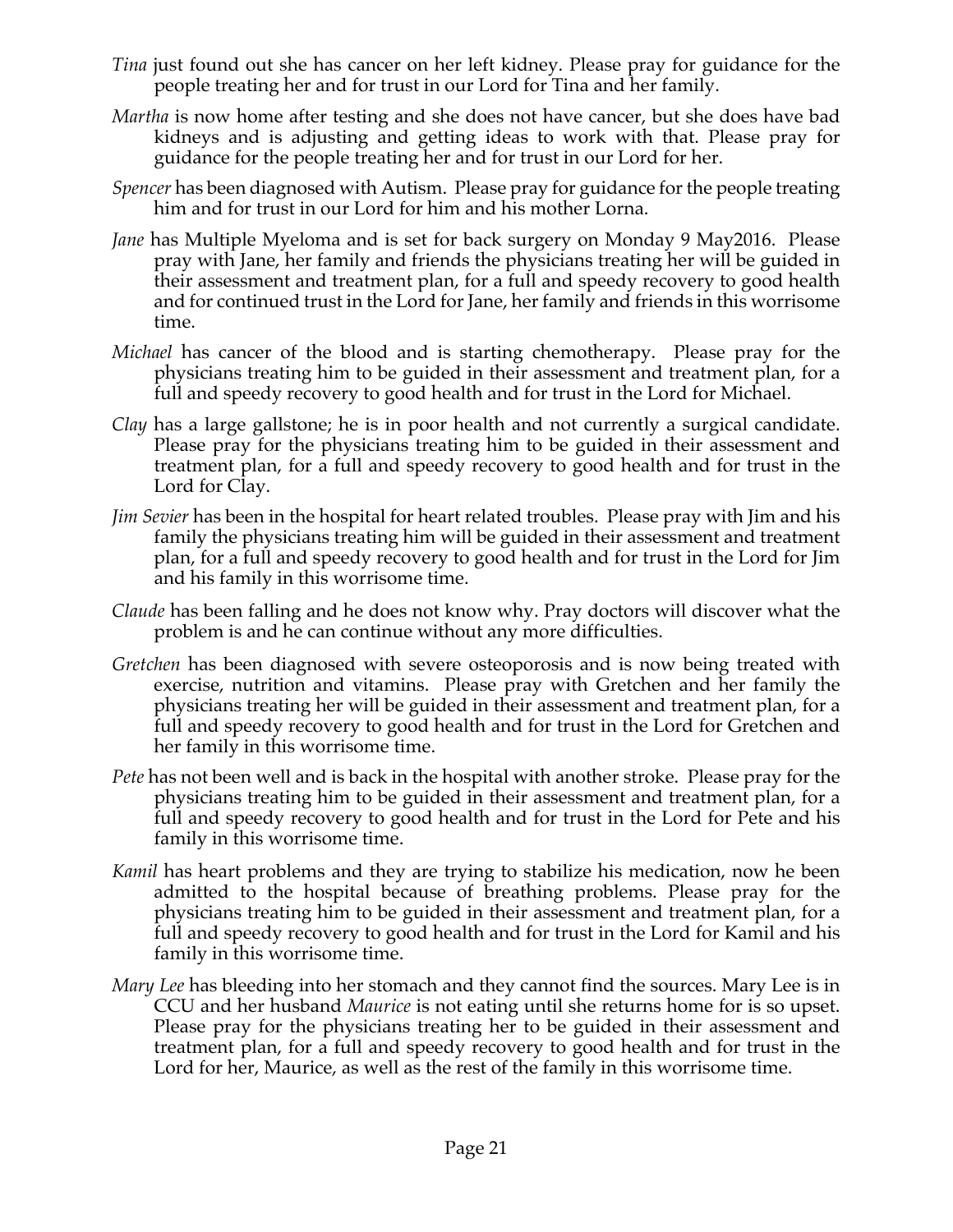*Tina* just found out she has cancer on her left kidney. Please pray for guidance for the people treating her and for trust in our Lord for Tina and her family.

*Martha* is now home after testing and she does not have cancer, but she does have bad kidneys and is adjusting and getting ideas to work with that. Please pray for guidance for the people treating her and for trust in our Lord for her.

*Spencer* has been diagnosed with Autism. Please pray for guidance for the people treating him and for trust in our Lord for him and his mother Lorna.

*Jane* has Multiple Myeloma and is set for back surgery on Monday 9 May2016. Please pray with Jane, her family and friends the physicians treating her will be guided in their assessment and treatment plan, for a full and speedy recovery to good health and for continued trust in the Lord for Jane, her family and friends in this worrisome time.

*Michael* has cancer of the blood and is starting chemotherapy. Please pray for the physicians treating him to be guided in their assessment and treatment plan, for a full and speedy recovery to good health and for trust in the Lord for Michael.

*Clay* has a large gallstone; he is in poor health and not currently a surgical candidate. Please pray for the physicians treating him to be guided in their assessment and treatment plan, for a full and speedy recovery to good health and for trust in the Lord for Clay.

*Jim Sevier* has been in the hospital for heart related troubles. Please pray with Jim and his family the physicians treating him will be guided in their assessment and treatment plan, for a full and speedy recovery to good health and for trust in the Lord for Jim and his family in this worrisome time.

*Claude* has been falling and he does not know why. Pray doctors will discover what the problem is and he can continue without any more difficulties.

*Gretchen* has been diagnosed with severe osteoporosis and is now being treated with exercise, nutrition and vitamins. Please pray with Gretchen and her family the physicians treating her will be guided in their assessment and treatment plan, for a full and speedy recovery to good health and for trust in the Lord for Gretchen and her family in this worrisome time.

*Pete* has not been well and is back in the hospital with another stroke. Please pray for the physicians treating him to be guided in their assessment and treatment plan, for a full and speedy recovery to good health and for trust in the Lord for Pete and his family in this worrisome time.

*Kamil* has heart problems and they are trying to stabilize his medication, now he been admitted to the hospital because of breathing problems. Please pray for the physicians treating him to be guided in their assessment and treatment plan, for a full and speedy recovery to good health and for trust in the Lord for Kamil and his family in this worrisome time.

*Mary Lee* has bleeding into her stomach and they cannot find the sources. Mary Lee is in CCU and her husband *Maurice* is not eating until she returns home for is so upset. Please pray for the physicians treating her to be guided in their assessment and treatment plan, for a full and speedy recovery to good health and for trust in the Lord for her, Maurice, as well as the rest of the family in this worrisome time.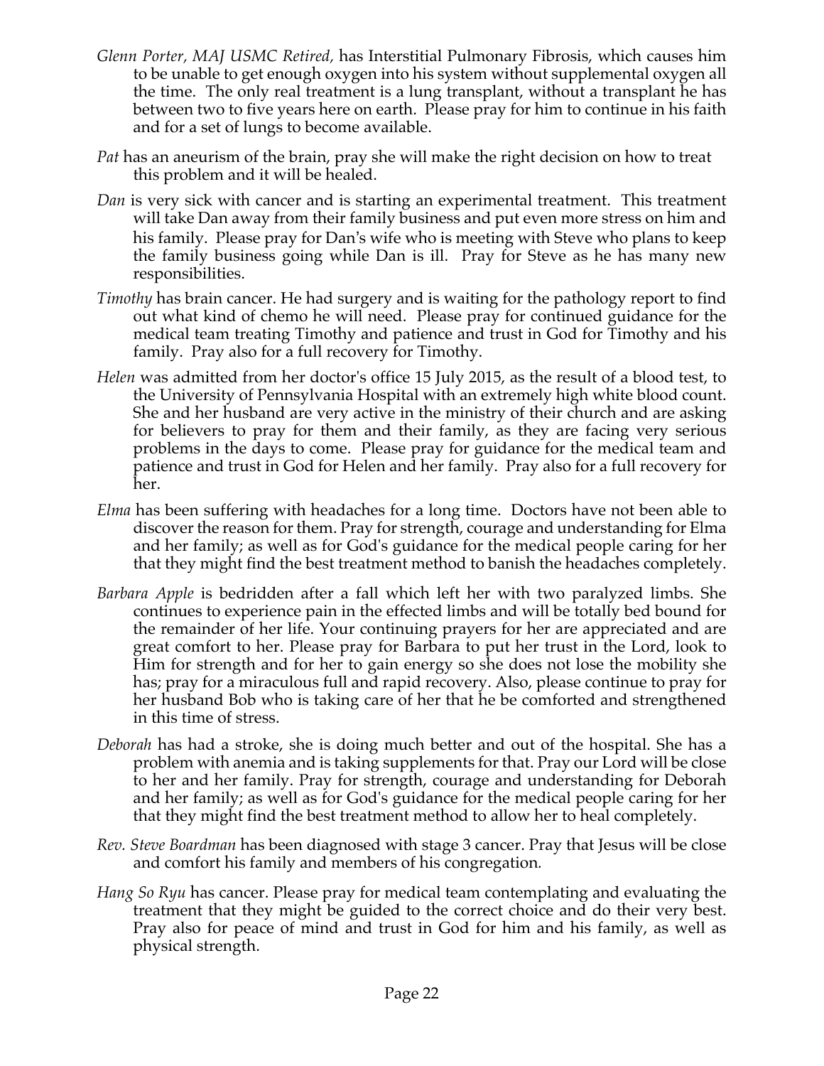*Glenn Porter, MAJ USMC Retired,* has Interstitial Pulmonary Fibrosis, which causes him to be unable to get enough oxygen into his system without supplemental oxygen all the time. The only real treatment is a lung transplant, without a transplant he has between two to five years here on earth. Please pray for him to continue in his faith and for a set of lungs to become available.

*Pat* has an aneurism of the brain, pray she will make the right decision on how to treat this problem and it will be healed.

*Dan* is very sick with cancer and is starting an experimental treatment. This treatment will take Dan away from their family business and put even more stress on him and his family. Please pray for Dan's wife who is meeting with Steve who plans to keep the family business going while Dan is ill. Pray for Steve as he has many new responsibilities.

*Timothy* has brain cancer. He had surgery and is waiting for the pathology report to find out what kind of chemo he will need. Please pray for continued guidance for the medical team treating Timothy and patience and trust in God for Timothy and his family. Pray also for a full recovery for Timothy.

*Helen* was admitted from her doctor's office 15 July 2015, as the result of a blood test, to the University of Pennsylvania Hospital with an extremely high white blood count. She and her husband are very active in the ministry of their church and are asking for believers to pray for them and their family, as they are facing very serious problems in the days to come. Please pray for guidance for the medical team and patience and trust in God for Helen and her family. Pray also for a full recovery for her.

*Elma* has been suffering with headaches for a long time. Doctors have not been able to discover the reason for them. Pray for strength, courage and understanding for Elma and her family; as well as for God's guidance for the medical people caring for her that they might find the best treatment method to banish the headaches completely.

*Barbara Apple* is bedridden after a fall which left her with two paralyzed limbs. She continues to experience pain in the effected limbs and will be totally bed bound for the remainder of her life. Your continuing prayers for her are appreciated and are great comfort to her. Please pray for Barbara to put her trust in the Lord, look to Him for strength and for her to gain energy so she does not lose the mobility she has; pray for a miraculous full and rapid recovery. Also, please continue to pray for her husband Bob who is taking care of her that he be comforted and strengthened in this time of stress.

*Deborah* has had a stroke, she is doing much better and out of the hospital. She has a problem with anemia and is taking supplements for that. Pray our Lord will be close to her and her family. Pray for strength, courage and understanding for Deborah and her family; as well as for God's guidance for the medical people caring for her that they might find the best treatment method to allow her to heal completely.

*Rev. Steve Boardman* has been diagnosed with stage 3 cancer. Pray that Jesus will be close and comfort his family and members of his congregation.

*Hang So Ryu* has cancer. Please pray for medical team contemplating and evaluating the treatment that they might be guided to the correct choice and do their very best. Pray also for peace of mind and trust in God for him and his family, as well as physical strength.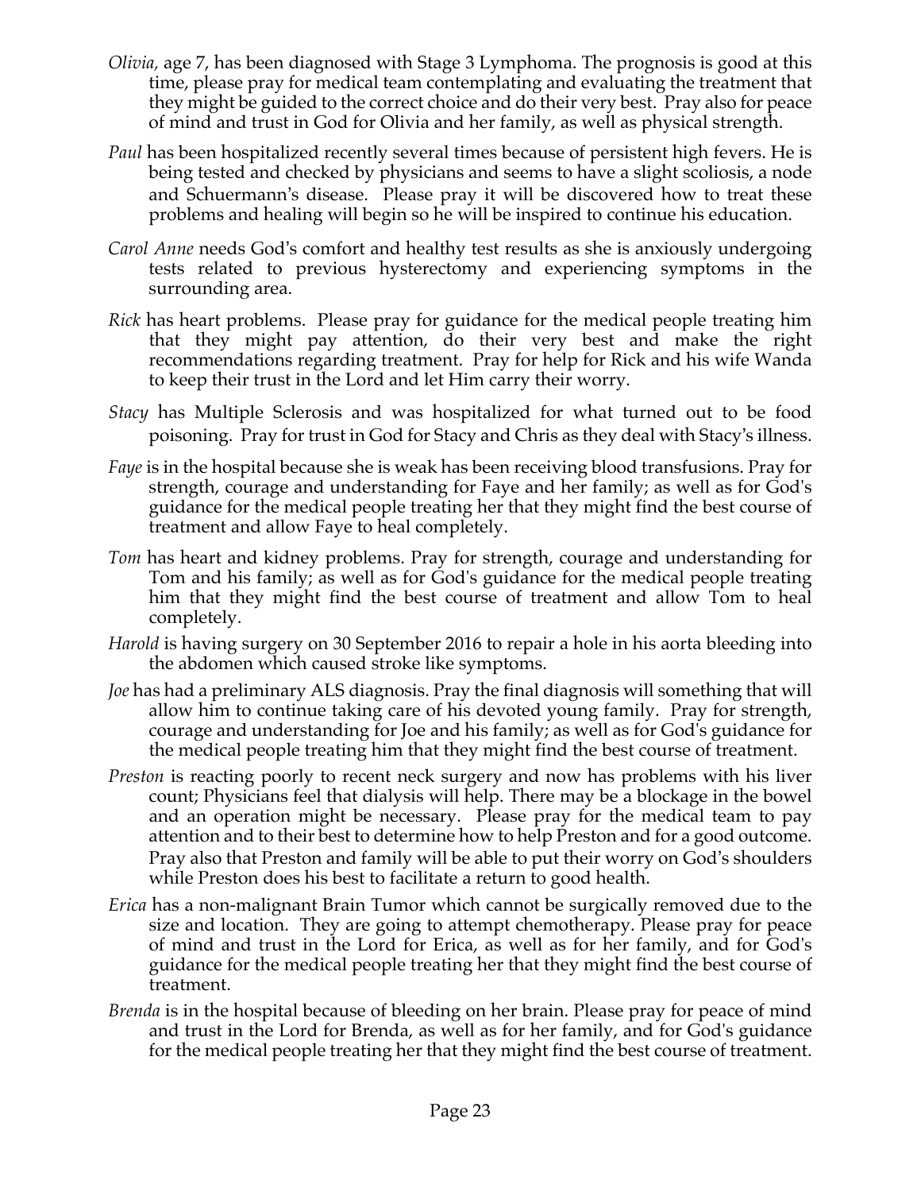*Olivia,* age 7, has been diagnosed with Stage 3 Lymphoma. The prognosis is good at this time, please pray for medical team contemplating and evaluating the treatment that they might be guided to the correct choice and do their very best. Pray also for peace of mind and trust in God for Olivia and her family, as well as physical strength.

*Paul* has been hospitalized recently several times because of persistent high fevers. He is being tested and checked by physicians and seems to have a slight scoliosis, a node and Schuermann's disease. Please pray it will be discovered how to treat these problems and healing will begin so he will be inspired to continue his education.

*Carol Anne* needs God's comfort and healthy test results as she is anxiously undergoing tests related to previous hysterectomy and experiencing symptoms in the surrounding area.

*Rick* has heart problems. Please pray for guidance for the medical people treating him that they might pay attention, do their very best and make the right recommendations regarding treatment. Pray for help for Rick and his wife Wanda to keep their trust in the Lord and let Him carry their worry.

*Stacy* has Multiple Sclerosis and was hospitalized for what turned out to be food poisoning. Pray for trust in God for Stacy and Chris as they deal with Stacy's illness.

*Faye* is in the hospital because she is weak has been receiving blood transfusions. Pray for strength, courage and understanding for Faye and her family; as well as for God's guidance for the medical people treating her that they might find the best course of treatment and allow Faye to heal completely.

*Tom* has heart and kidney problems. Pray for strength, courage and understanding for Tom and his family; as well as for God's guidance for the medical people treating him that they might find the best course of treatment and allow Tom to heal completely.

*Harold* is having surgery on 30 September 2016 to repair a hole in his aorta bleeding into the abdomen which caused stroke like symptoms.

*Joe* has had a preliminary ALS diagnosis. Pray the final diagnosis will something that will allow him to continue taking care of his devoted young family. Pray for strength, courage and understanding for Joe and his family; as well as for God's guidance for the medical people treating him that they might find the best course of treatment.

*Preston* is reacting poorly to recent neck surgery and now has problems with his liver count; Physicians feel that dialysis will help. There may be a blockage in the bowel and an operation might be necessary. Please pray for the medical team to pay attention and to their best to determine how to help Preston and for a good outcome. Pray also that Preston and family will be able to put their worry on God's shoulders while Preston does his best to facilitate a return to good health.

*Erica* has a non-malignant Brain Tumor which cannot be surgically removed due to the size and location. They are going to attempt chemotherapy. Please pray for peace of mind and trust in the Lord for Erica, as well as for her family, and for God's guidance for the medical people treating her that they might find the best course of treatment.

*Brenda* is in the hospital because of bleeding on her brain. Please pray for peace of mind and trust in the Lord for Brenda, as well as for her family, and for God's guidance for the medical people treating her that they might find the best course of treatment.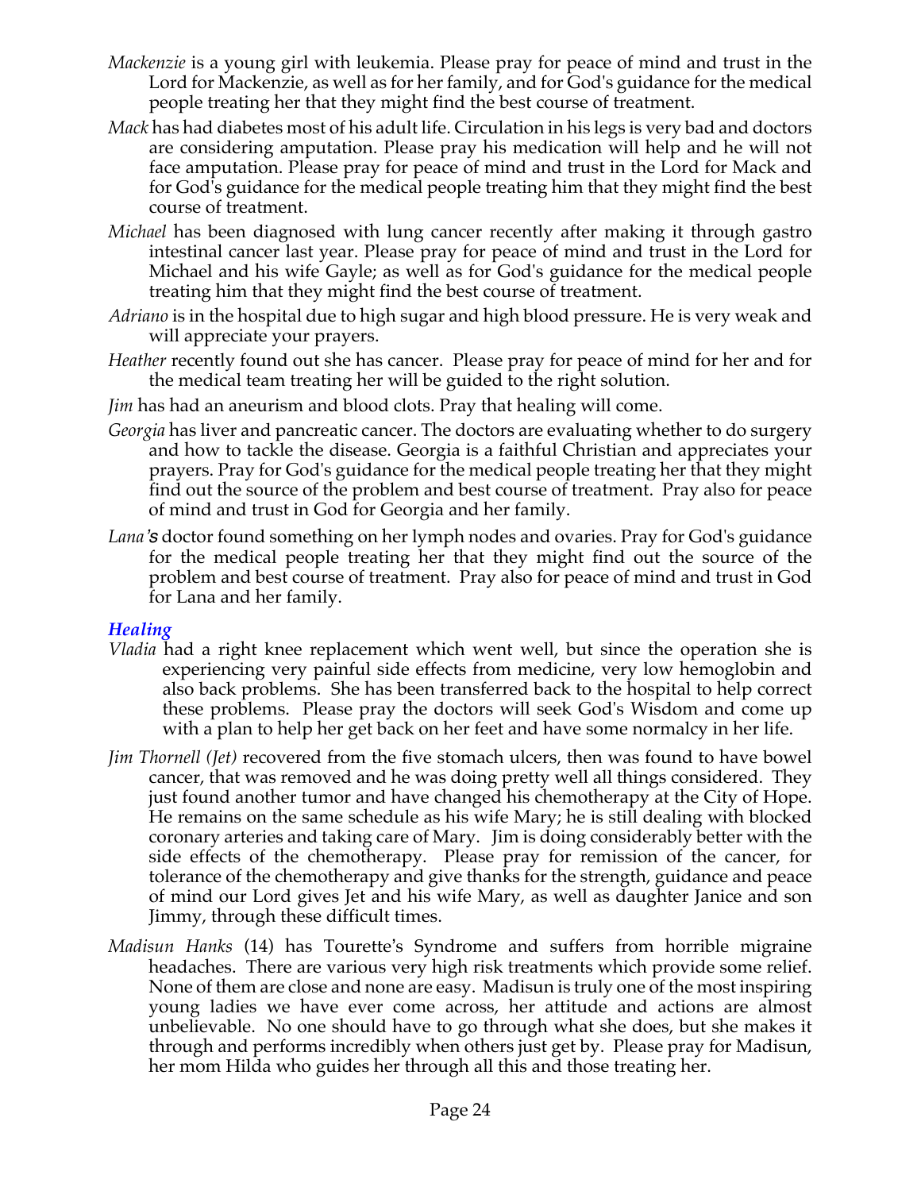*Mackenzie* is a young girl with leukemia. Please pray for peace of mind and trust in the Lord for Mackenzie, as well as for her family, and for God's guidance for the medical people treating her that they might find the best course of treatment.

*Mack* has had diabetes most of his adult life. Circulation in his legs is very bad and doctors are considering amputation. Please pray his medication will help and he will not face amputation. Please pray for peace of mind and trust in the Lord for Mack and for God's guidance for the medical people treating him that they might find the best course of treatment.

*Michael* has been diagnosed with lung cancer recently after making it through gastro intestinal cancer last year. Please pray for peace of mind and trust in the Lord for Michael and his wife Gayle; as well as for God's guidance for the medical people treating him that they might find the best course of treatment.

*Adriano* is in the hospital due to high sugar and high blood pressure. He is very weak and will appreciate your prayers.

*Heather* recently found out she has cancer. Please pray for peace of mind for her and for the medical team treating her will be guided to the right solution.

*Jim* has had an aneurism and blood clots. Pray that healing will come.

*Georgia* has liver and pancreatic cancer. The doctors are evaluating whether to do surgery and how to tackle the disease. Georgia is a faithful Christian and appreciates your prayers. Pray for God's guidance for the medical people treating her that they might find out the source of the problem and best course of treatment. Pray also for peace of mind and trust in God for Georgia and her family.

*Lana's* doctor found something on her lymph nodes and ovaries. Pray for God's guidance for the medical people treating her that they might find out the source of the problem and best course of treatment. Pray also for peace of mind and trust in God for Lana and her family.

### *Healing*

*Vladia* had a right knee replacement which went well, but since the operation she is experiencing very painful side effects from medicine, very low hemoglobin and also back problems. She has been transferred back to the hospital to help correct these problems. Please pray the doctors will seek God's Wisdom and come up with a plan to help her get back on her feet and have some normalcy in her life.

*Jim Thornell (Jet)* recovered from the five stomach ulcers, then was found to have bowel cancer, that was removed and he was doing pretty well all things considered. They just found another tumor and have changed his chemotherapy at the City of Hope. He remains on the same schedule as his wife Mary; he is still dealing with blocked coronary arteries and taking care of Mary. Jim is doing considerably better with the side effects of the chemotherapy. Please pray for remission of the cancer, for tolerance of the chemotherapy and give thanks for the strength, guidance and peace of mind our Lord gives Jet and his wife Mary, as well as daughter Janice and son Jimmy, through these difficult times.

*Madisun Hanks* (14) has Tourette's Syndrome and suffers from horrible migraine headaches. There are various very high risk treatments which provide some relief. None of them are close and none are easy. Madisun is truly one of the most inspiring young ladies we have ever come across, her attitude and actions are almost unbelievable. No one should have to go through what she does, but she makes it through and performs incredibly when others just get by. Please pray for Madisun, her mom Hilda who guides her through all this and those treating her.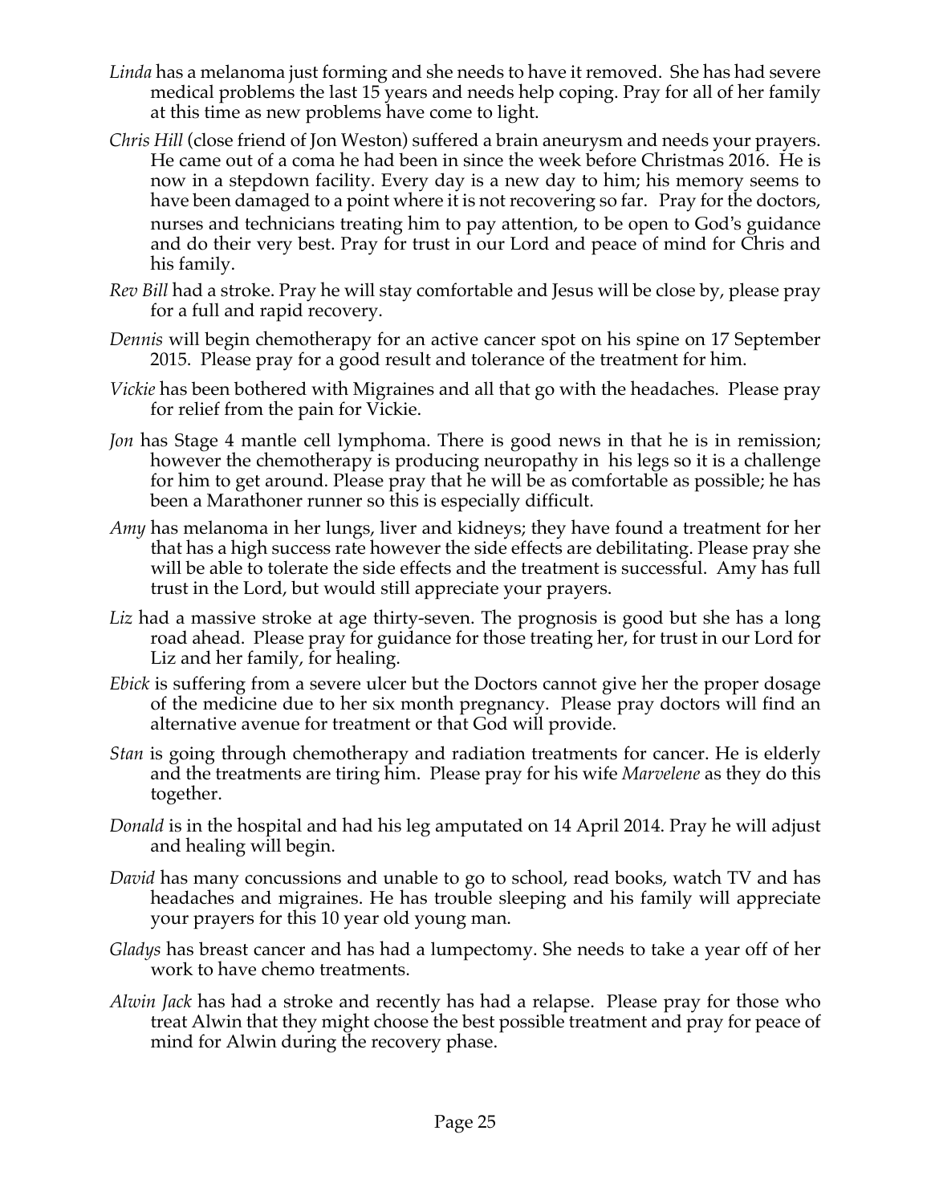*Linda* has a melanoma just forming and she needs to have it removed. She has had severe medical problems the last 15 years and needs help coping. Pray for all of her family at this time as new problems have come to light.

*Chris Hill* (close friend of Jon Weston) suffered a brain aneurysm and needs your prayers. He came out of a coma he had been in since the week before Christmas 2016. He is now in a stepdown facility. Every day is a new day to him; his memory seems to have been damaged to a point where it is not recovering so far. Pray for the doctors, nurses and technicians treating him to pay attention, to be open to God's guidance and do their very best. Pray for trust in our Lord and peace of mind for Chris and his family.

*Rev Bill* had a stroke. Pray he will stay comfortable and Jesus will be close by, please pray for a full and rapid recovery.

*Dennis* will begin chemotherapy for an active cancer spot on his spine on 17 September 2015. Please pray for a good result and tolerance of the treatment for him.

*Vickie* has been bothered with Migraines and all that go with the headaches. Please pray for relief from the pain for Vickie.

*Jon* has Stage 4 mantle cell lymphoma. There is good news in that he is in remission; however the chemotherapy is producing neuropathy in his legs so it is a challenge for him to get around. Please pray that he will be as comfortable as possible; he has been a Marathoner runner so this is especially difficult.

*Amy* has melanoma in her lungs, liver and kidneys; they have found a treatment for her that has a high success rate however the side effects are debilitating. Please pray she will be able to tolerate the side effects and the treatment is successful. Amy has full trust in the Lord, but would still appreciate your prayers.

*Liz* had a massive stroke at age thirty-seven. The prognosis is good but she has a long road ahead. Please pray for guidance for those treating her, for trust in our Lord for Liz and her family, for healing.

*Ebick* is suffering from a severe ulcer but the Doctors cannot give her the proper dosage of the medicine due to her six month pregnancy. Please pray doctors will find an alternative avenue for treatment or that God will provide.

*Stan* is going through chemotherapy and radiation treatments for cancer. He is elderly and the treatments are tiring him. Please pray for his wife *Marvelene* as they do this together.

*Donald* is in the hospital and had his leg amputated on 14 April 2014. Pray he will adjust and healing will begin.

*David* has many concussions and unable to go to school, read books, watch TV and has headaches and migraines. He has trouble sleeping and his family will appreciate your prayers for this 10 year old young man.

*Gladys* has breast cancer and has had a lumpectomy. She needs to take a year off of her work to have chemo treatments.

*Alwin Jack* has had a stroke and recently has had a relapse. Please pray for those who treat Alwin that they might choose the best possible treatment and pray for peace of mind for Alwin during the recovery phase.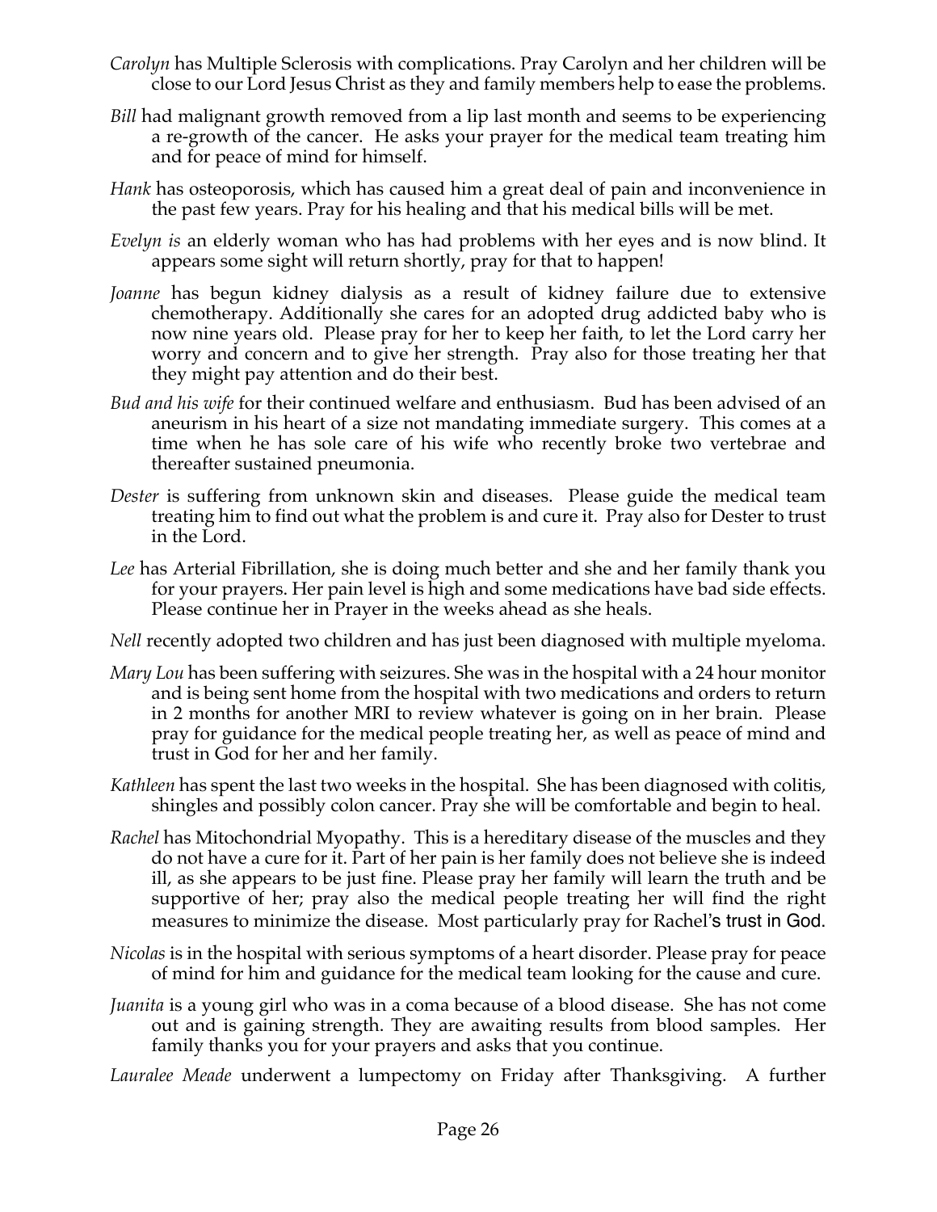*Carolyn* has Multiple Sclerosis with complications. Pray Carolyn and her children will be close to our Lord Jesus Christ as they and family members help to ease the problems.

*Bill* had malignant growth removed from a lip last month and seems to be experiencing a re-growth of the cancer. He asks your prayer for the medical team treating him and for peace of mind for himself.

*Hank* has osteoporosis, which has caused him a great deal of pain and inconvenience in the past few years. Pray for his healing and that his medical bills will be met.

*Evelyn is* an elderly woman who has had problems with her eyes and is now blind. It appears some sight will return shortly, pray for that to happen!

*Joanne* has begun kidney dialysis as a result of kidney failure due to extensive chemotherapy. Additionally she cares for an adopted drug addicted baby who is now nine years old. Please pray for her to keep her faith, to let the Lord carry her worry and concern and to give her strength. Pray also for those treating her that they might pay attention and do their best.

*Bud and his wife* for their continued welfare and enthusiasm. Bud has been advised of an aneurism in his heart of a size not mandating immediate surgery. This comes at a time when he has sole care of his wife who recently broke two vertebrae and thereafter sustained pneumonia.

*Dester* is suffering from unknown skin and diseases. Please guide the medical team treating him to find out what the problem is and cure it. Pray also for Dester to trust in the Lord.

*Lee* has Arterial Fibrillation, she is doing much better and she and her family thank you for your prayers. Her pain level is high and some medications have bad side effects. Please continue her in Prayer in the weeks ahead as she heals.

*Nell* recently adopted two children and has just been diagnosed with multiple myeloma.

*Mary Lou* has been suffering with seizures. She was in the hospital with a 24 hour monitor and is being sent home from the hospital with two medications and orders to return in 2 months for another MRI to review whatever is going on in her brain. Please pray for guidance for the medical people treating her, as well as peace of mind and trust in God for her and her family.

*Kathleen* has spent the last two weeks in the hospital. She has been diagnosed with colitis, shingles and possibly colon cancer. Pray she will be comfortable and begin to heal.

*Rachel* has Mitochondrial Myopathy. This is a hereditary disease of the muscles and they do not have a cure for it. Part of her pain is her family does not believe she is indeed ill, as she appears to be just fine. Please pray her family will learn the truth and be supportive of her; pray also the medical people treating her will find the right measures to minimize the disease. Most particularly pray for Rachel's trust in God.

*Nicolas* is in the hospital with serious symptoms of a heart disorder. Please pray for peace of mind for him and guidance for the medical team looking for the cause and cure.

*Juanita* is a young girl who was in a coma because of a blood disease. She has not come out and is gaining strength. They are awaiting results from blood samples. Her family thanks you for your prayers and asks that you continue.

*Lauralee Meade* underwent a lumpectomy on Friday after Thanksgiving. A further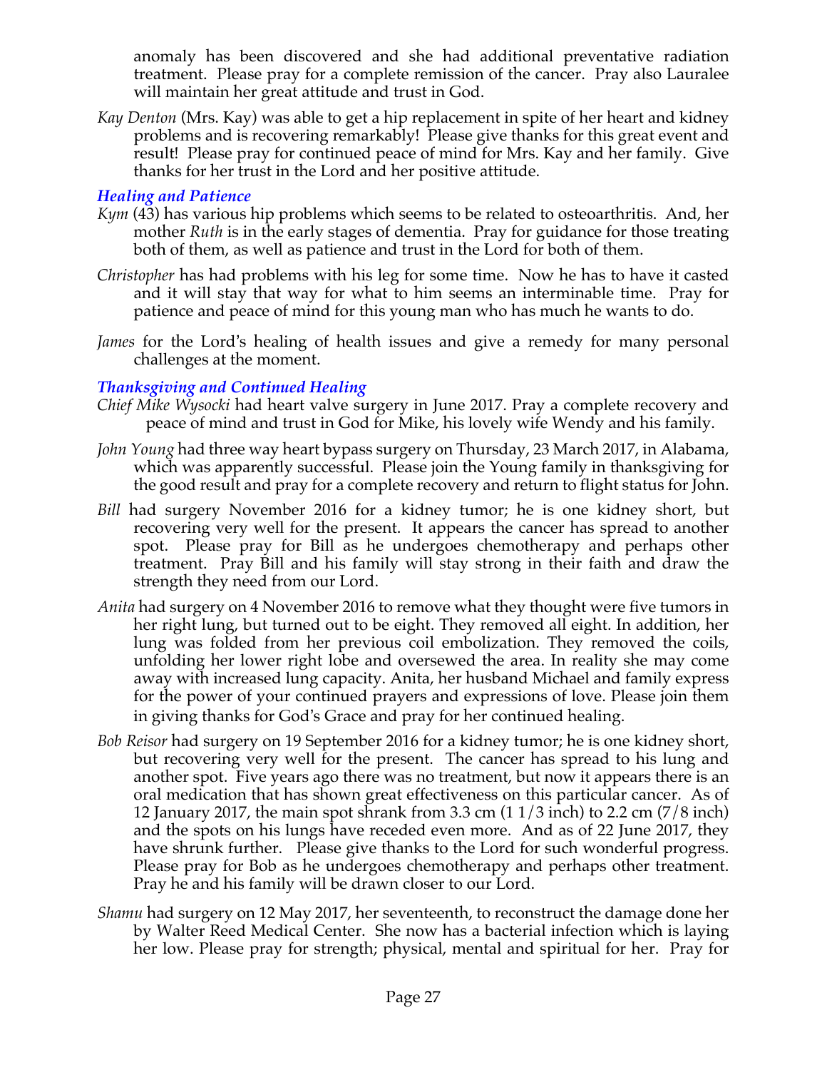anomaly has been discovered and she had additional preventative radiation treatment. Please pray for a complete remission of the cancer. Pray also Lauralee will maintain her great attitude and trust in God.

*Kay Denton* (Mrs. Kay) was able to get a hip replacement in spite of her heart and kidney problems and is recovering remarkably! Please give thanks for this great event and result! Please pray for continued peace of mind for Mrs. Kay and her family. Give thanks for her trust in the Lord and her positive attitude.

### *Healing and Patience*

*Kym* (43) has various hip problems which seems to be related to osteoarthritis. And, her mother *Ruth* is in the early stages of dementia. Pray for guidance for those treating both of them, as well as patience and trust in the Lord for both of them.

*Christopher* has had problems with his leg for some time. Now he has to have it casted and it will stay that way for what to him seems an interminable time. Pray for patience and peace of mind for this young man who has much he wants to do.

*James* for the Lord's healing of health issues and give a remedy for many personal challenges at the moment.

### *Thanksgiving and Continued Healing*

*Chief Mike Wysocki* had heart valve surgery in June 2017. Pray a complete recovery and peace of mind and trust in God for Mike, his lovely wife Wendy and his family.

*John Young* had three way heart bypass surgery on Thursday, 23 March 2017, in Alabama, which was apparently successful. Please join the Young family in thanksgiving for the good result and pray for a complete recovery and return to flight status for John.

*Bill* had surgery November 2016 for a kidney tumor; he is one kidney short, but recovering very well for the present. It appears the cancer has spread to another spot. Please pray for Bill as he undergoes chemotherapy and perhaps other treatment. Pray Bill and his family will stay strong in their faith and draw the strength they need from our Lord.

*Anita* had surgery on 4 November 2016 to remove what they thought were five tumors in her right lung, but turned out to be eight. They removed all eight. In addition, her lung was folded from her previous coil embolization. They removed the coils, unfolding her lower right lobe and oversewed the area. In reality she may come away with increased lung capacity. Anita, her husband Michael and family express for the power of your continued prayers and expressions of love. Please join them in giving thanks for God's Grace and pray for her continued healing.

*Bob Reisor* had surgery on 19 September 2016 for a kidney tumor; he is one kidney short, but recovering very well for the present. The cancer has spread to his lung and another spot. Five years ago there was no treatment, but now it appears there is an oral medication that has shown great effectiveness on this particular cancer. As of 12 January 2017, the main spot shrank from 3.3 cm (1 1/3 inch) to 2.2 cm (7/8 inch) and the spots on his lungs have receded even more. And as of 22 June 2017, they have shrunk further. Please give thanks to the Lord for such wonderful progress. Please pray for Bob as he undergoes chemotherapy and perhaps other treatment. Pray he and his family will be drawn closer to our Lord.

*Shamu* had surgery on 12 May 2017, her seventeenth, to reconstruct the damage done her by Walter Reed Medical Center. She now has a bacterial infection which is laying her low. Please pray for strength; physical, mental and spiritual for her. Pray for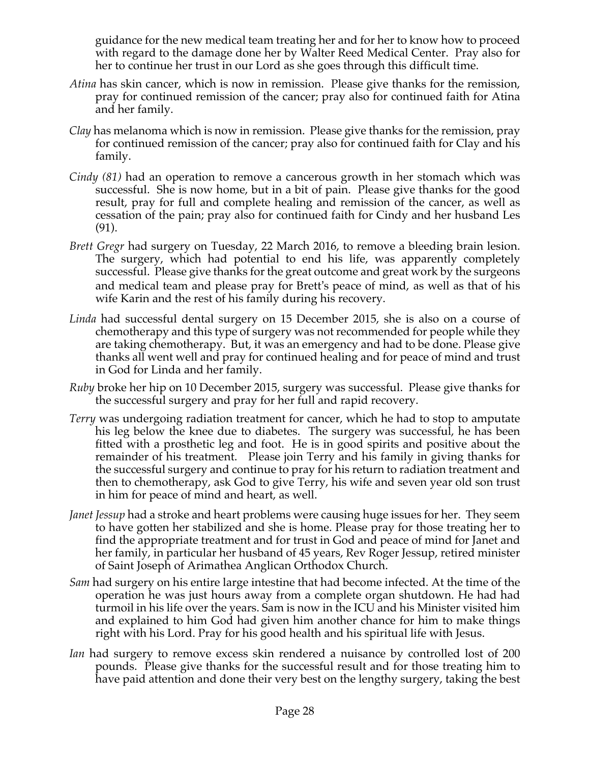guidance for the new medical team treating her and for her to know how to proceed with regard to the damage done her by Walter Reed Medical Center. Pray also for her to continue her trust in our Lord as she goes through this difficult time.

*Atina* has skin cancer, which is now in remission. Please give thanks for the remission, pray for continued remission of the cancer; pray also for continued faith for Atina and her family.

*Clay* has melanoma which is now in remission. Please give thanks for the remission, pray for continued remission of the cancer; pray also for continued faith for Clay and his family.

*Cindy (81)* had an operation to remove a cancerous growth in her stomach which was successful. She is now home, but in a bit of pain. Please give thanks for the good result, pray for full and complete healing and remission of the cancer, as well as cessation of the pain; pray also for continued faith for Cindy and her husband Les (91).

*Brett Gregr* had surgery on Tuesday, 22 March 2016, to remove a bleeding brain lesion. The surgery, which had potential to end his life, was apparently completely successful. Please give thanks for the great outcome and great work by the surgeons and medical team and please pray for Brett's peace of mind, as well as that of his wife Karin and the rest of his family during his recovery.

*Linda* had successful dental surgery on 15 December 2015, she is also on a course of chemotherapy and this type of surgery was not recommended for people while they are taking chemotherapy. But, it was an emergency and had to be done. Please give thanks all went well and pray for continued healing and for peace of mind and trust in God for Linda and her family.

*Ruby* broke her hip on 10 December 2015, surgery was successful. Please give thanks for the successful surgery and pray for her full and rapid recovery.

*Terry* was undergoing radiation treatment for cancer, which he had to stop to amputate his leg below the knee due to diabetes. The surgery was successful, he has been fitted with a prosthetic leg and foot. He is in good spirits and positive about the remainder of his treatment. Please join Terry and his family in giving thanks for the successful surgery and continue to pray for his return to radiation treatment and then to chemotherapy, ask God to give Terry, his wife and seven year old son trust in him for peace of mind and heart, as well.

*Janet Jessup* had a stroke and heart problems were causing huge issues for her. They seem to have gotten her stabilized and she is home. Please pray for those treating her to find the appropriate treatment and for trust in God and peace of mind for Janet and her family, in particular her husband of 45 years, Rev Roger Jessup, retired minister of Saint Joseph of Arimathea Anglican Orthodox Church.

*Sam* had surgery on his entire large intestine that had become infected. At the time of the operation he was just hours away from a complete organ shutdown. He had had turmoil in his life over the years. Sam is now in the ICU and his Minister visited him and explained to him God had given him another chance for him to make things right with his Lord. Pray for his good health and his spiritual life with Jesus.

*Ian* had surgery to remove excess skin rendered a nuisance by controlled lost of 200 pounds. Please give thanks for the successful result and for those treating him to have paid attention and done their very best on the lengthy surgery, taking the best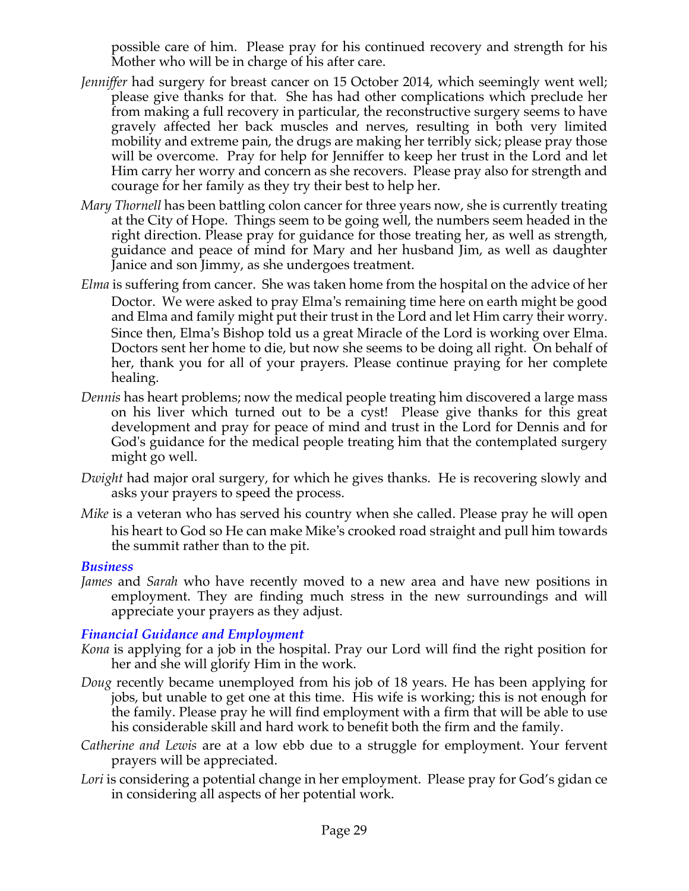possible care of him. Please pray for his continued recovery and strength for his Mother who will be in charge of his after care.

*Jenniffer* had surgery for breast cancer on 15 October 2014, which seemingly went well; please give thanks for that. She has had other complications which preclude her from making a full recovery in particular, the reconstructive surgery seems to have gravely affected her back muscles and nerves, resulting in both very limited mobility and extreme pain, the drugs are making her terribly sick; please pray those will be overcome. Pray for help for Jenniffer to keep her trust in the Lord and let Him carry her worry and concern as she recovers. Please pray also for strength and courage for her family as they try their best to help her.

*Mary Thornell* has been battling colon cancer for three years now, she is currently treating at the City of Hope. Things seem to be going well, the numbers seem headed in the right direction. Please pray for guidance for those treating her, as well as strength, guidance and peace of mind for Mary and her husband Jim, as well as daughter Janice and son Jimmy, as she undergoes treatment.

*Elma* is suffering from cancer. She was taken home from the hospital on the advice of her Doctor. We were asked to pray Elma's remaining time here on earth might be good and Elma and family might put their trust in the Lord and let Him carry their worry. Since then, Elma's Bishop told us a great Miracle of the Lord is working over Elma. Doctors sent her home to die, but now she seems to be doing all right. On behalf of her, thank you for all of your prayers. Please continue praying for her complete healing.

*Dennis* has heart problems; now the medical people treating him discovered a large mass on his liver which turned out to be a cyst! Please give thanks for this great development and pray for peace of mind and trust in the Lord for Dennis and for God's guidance for the medical people treating him that the contemplated surgery might go well.

*Dwight* had major oral surgery, for which he gives thanks. He is recovering slowly and asks your prayers to speed the process.

*Mike* is a veteran who has served his country when she called. Please pray he will open his heart to God so He can make Mike's crooked road straight and pull him towards the summit rather than to the pit.

### *Business*

*James* and *Sarah* who have recently moved to a new area and have new positions in employment. They are finding much stress in the new surroundings and will appreciate your prayers as they adjust.

### *Financial Guidance and Employment*

*Kona* is applying for a job in the hospital. Pray our Lord will find the right position for her and she will glorify Him in the work.

*Doug* recently became unemployed from his job of 18 years. He has been applying for jobs, but unable to get one at this time. His wife is working; this is not enough for the family. Please pray he will find employment with a firm that will be able to use his considerable skill and hard work to benefit both the firm and the family.

*Catherine and Lewis* are at a low ebb due to a struggle for employment. Your fervent prayers will be appreciated.

*Lori* is considering a potential change in her employment. Please pray for God's gidan ce in considering all aspects of her potential work.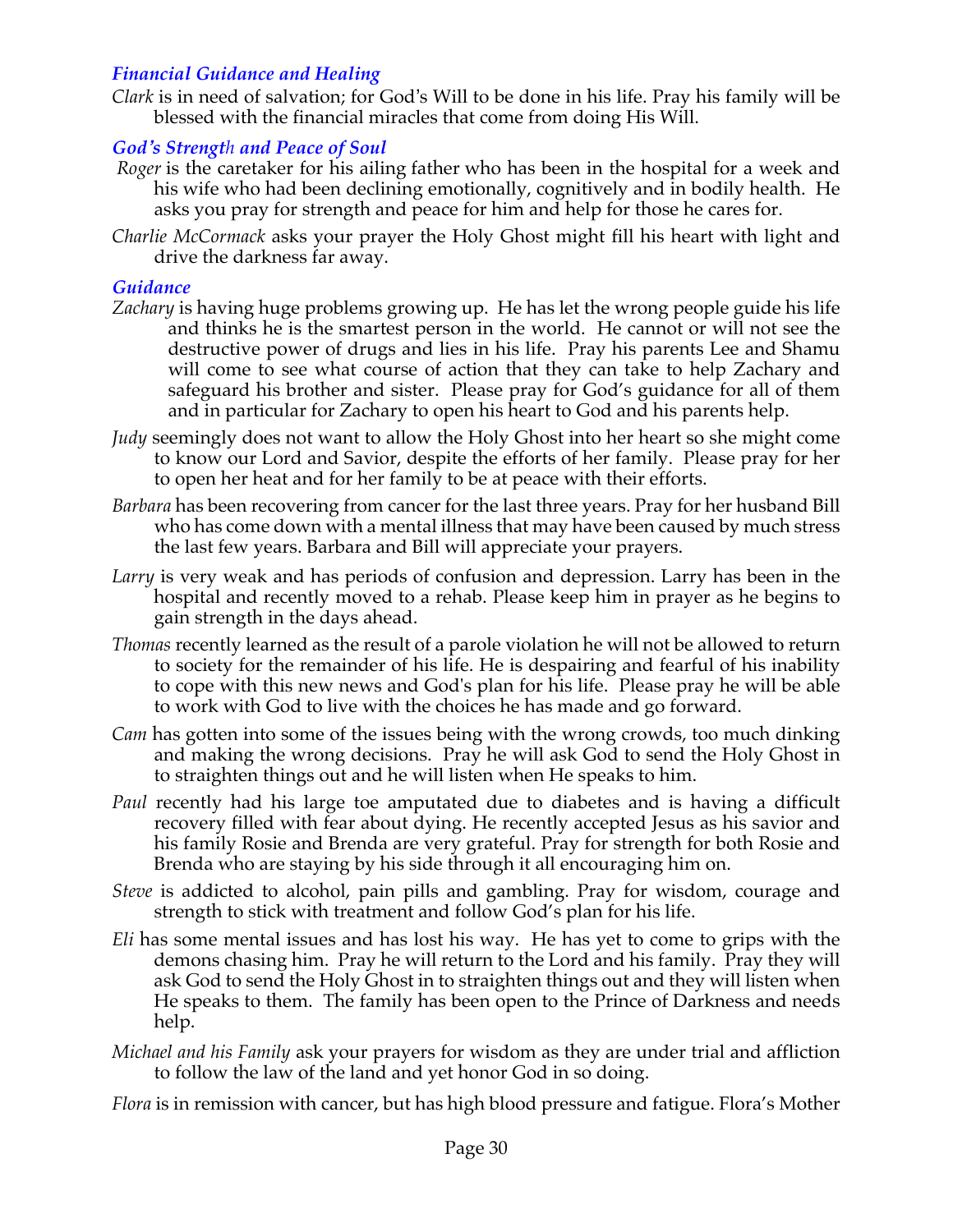### *Financial Guidance and Healing*

*Clark* is in need of salvation; for God's Will to be done in his life. Pray his family will be blessed with the financial miracles that come from doing His Will.

### *God's Strength and Peace of Soul*

*Roger* is the caretaker for his ailing father who has been in the hospital for a week and his wife who had been declining emotionally, cognitively and in bodily health. He asks you pray for strength and peace for him and help for those he cares for.

*Charlie McCormack* asks your prayer the Holy Ghost might fill his heart with light and drive the darkness far away.

### *Guidance*

*Zachary* is having huge problems growing up. He has let the wrong people guide his life and thinks he is the smartest person in the world. He cannot or will not see the destructive power of drugs and lies in his life. Pray his parents Lee and Shamu will come to see what course of action that they can take to help Zachary and safeguard his brother and sister. Please pray for God's guidance for all of them and in particular for Zachary to open his heart to God and his parents help.

*Judy* seemingly does not want to allow the Holy Ghost into her heart so she might come to know our Lord and Savior, despite the efforts of her family. Please pray for her to open her heat and for her family to be at peace with their efforts.

*Barbara* has been recovering from cancer for the last three years. Pray for her husband Bill who has come down with a mental illness that may have been caused by much stress the last few years. Barbara and Bill will appreciate your prayers.

*Larry* is very weak and has periods of confusion and depression. Larry has been in the hospital and recently moved to a rehab. Please keep him in prayer as he begins to gain strength in the days ahead.

*Thomas* recently learned as the result of a parole violation he will not be allowed to return to society for the remainder of his life. He is despairing and fearful of his inability to cope with this new news and God's plan for his life. Please pray he will be able to work with God to live with the choices he has made and go forward.

*Cam* has gotten into some of the issues being with the wrong crowds, too much dinking and making the wrong decisions. Pray he will ask God to send the Holy Ghost in to straighten things out and he will listen when He speaks to him.

*Paul* recently had his large toe amputated due to diabetes and is having a difficult recovery filled with fear about dying. He recently accepted Jesus as his savior and his family Rosie and Brenda are very grateful. Pray for strength for both Rosie and Brenda who are staying by his side through it all encouraging him on.

*Steve* is addicted to alcohol, pain pills and gambling. Pray for wisdom, courage and strength to stick with treatment and follow God's plan for his life.

*Eli* has some mental issues and has lost his way. He has yet to come to grips with the demons chasing him. Pray he will return to the Lord and his family. Pray they will ask God to send the Holy Ghost in to straighten things out and they will listen when He speaks to them. The family has been open to the Prince of Darkness and needs help.

*Michael and his Family* ask your prayers for wisdom as they are under trial and affliction to follow the law of the land and yet honor God in so doing.

*Flora* is in remission with cancer, but has high blood pressure and fatigue. Flora's Mother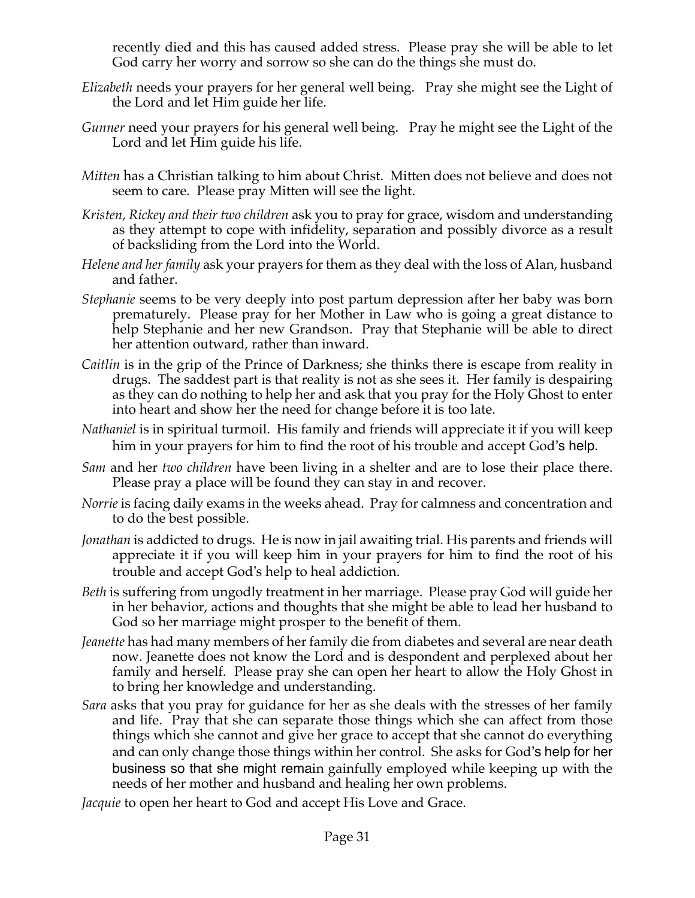recently died and this has caused added stress. Please pray she will be able to let God carry her worry and sorrow so she can do the things she must do.

*Elizabeth* needs your prayers for her general well being. Pray she might see the Light of the Lord and let Him guide her life.

*Gunner* need your prayers for his general well being. Pray he might see the Light of the Lord and let Him guide his life.

*Mitten* has a Christian talking to him about Christ. Mitten does not believe and does not seem to care. Please pray Mitten will see the light.

*Kristen, Rickey and their two children* ask you to pray for grace, wisdom and understanding as they attempt to cope with infidelity, separation and possibly divorce as a result of backsliding from the Lord into the World.

*Helene and her family* ask your prayers for them as they deal with the loss of Alan, husband and father.

*Stephanie* seems to be very deeply into post partum depression after her baby was born prematurely. Please pray for her Mother in Law who is going a great distance to help Stephanie and her new Grandson. Pray that Stephanie will be able to direct her attention outward, rather than inward.

*Caitlin* is in the grip of the Prince of Darkness; she thinks there is escape from reality in drugs. The saddest part is that reality is not as she sees it. Her family is despairing as they can do nothing to help her and ask that you pray for the Holy Ghost to enter into heart and show her the need for change before it is too late.

*Nathaniel* is in spiritual turmoil. His family and friends will appreciate it if you will keep him in your prayers for him to find the root of his trouble and accept God's help.

*Sam* and her *two children* have been living in a shelter and are to lose their place there. Please pray a place will be found they can stay in and recover.

*Norrie* is facing daily exams in the weeks ahead. Pray for calmness and concentration and to do the best possible.

*Jonathan* is addicted to drugs. He is now in jail awaiting trial. His parents and friends will appreciate it if you will keep him in your prayers for him to find the root of his trouble and accept God's help to heal addiction.

*Beth* is suffering from ungodly treatment in her marriage. Please pray God will guide her in her behavior, actions and thoughts that she might be able to lead her husband to God so her marriage might prosper to the benefit of them.

*Jeanette* has had many members of her family die from diabetes and several are near death now. Jeanette does not know the Lord and is despondent and perplexed about her family and herself. Please pray she can open her heart to allow the Holy Ghost in to bring her knowledge and understanding.

*Sara* asks that you pray for guidance for her as she deals with the stresses of her family and life. Pray that she can separate those things which she can affect from those things which she cannot and give her grace to accept that she cannot do everything and can only change those things within her control. She asks for God's help for her business so that she might remain gainfully employed while keeping up with the needs of her mother and husband and healing her own problems.

*Jacquie* to open her heart to God and accept His Love and Grace.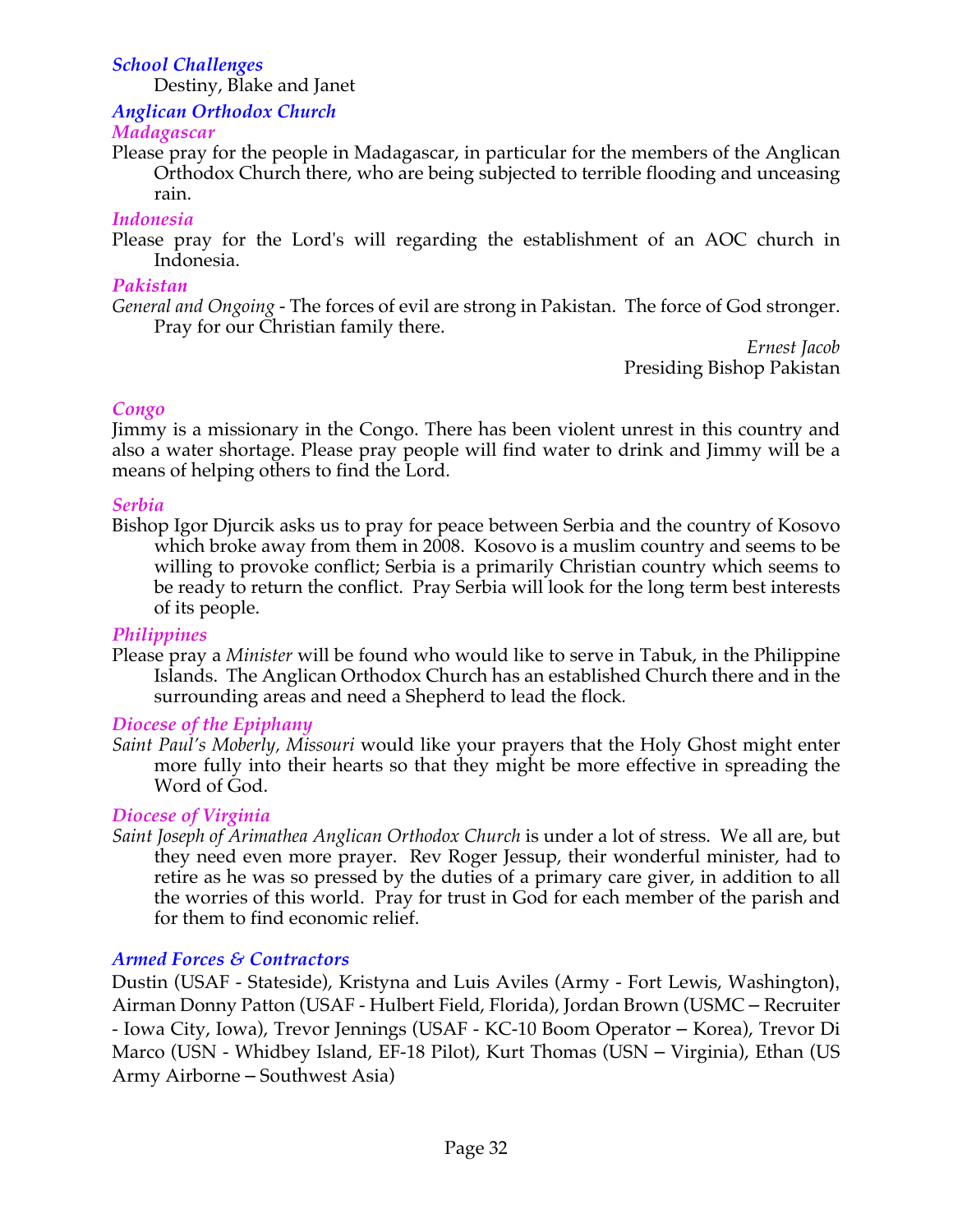### *School Challenges*

Destiny, Blake and Janet

### *Anglican Orthodox Church*

#### *Madagascar*

Please pray for the people in Madagascar, in particular for the members of the Anglican Orthodox Church there, who are being subjected to terrible flooding and unceasing rain.

#### *Indonesia*

Please pray for the Lord's will regarding the establishment of an AOC church in Indonesia.

#### *Pakistan*

*General and Ongoing* - The forces of evil are strong in Pakistan. The force of God stronger. Pray for our Christian family there.

*Ernest Jacob*
Presiding Bishop Pakistan

#### *Congo*

Jimmy is a missionary in the Congo. There has been violent unrest in this country and also a water shortage. Please pray people will find water to drink and Jimmy will be a means of helping others to find the Lord.

#### *Serbia*

Bishop Igor Djurcik asks us to pray for peace between Serbia and the country of Kosovo which broke away from them in 2008. Kosovo is a muslim country and seems to be willing to provoke conflict; Serbia is a primarily Christian country which seems to be ready to return the conflict. Pray Serbia will look for the long term best interests of its people.

#### *Philippines*

Please pray a *Minister* will be found who would like to serve in Tabuk, in the Philippine Islands. The Anglican Orthodox Church has an established Church there and in the surrounding areas and need a Shepherd to lead the flock.

#### *Diocese of the Epiphany*

*Saint Paul's Moberly, Missouri* would like your prayers that the Holy Ghost might enter more fully into their hearts so that they might be more effective in spreading the Word of God.

#### *Diocese of Virginia*

*Saint Joseph of Arimathea Anglican Orthodox Church* is under a lot of stress. We all are, but they need even more prayer. Rev Roger Jessup, their wonderful minister, had to retire as he was so pressed by the duties of a primary care giver, in addition to all the worries of this world. Pray for trust in God for each member of the parish and for them to find economic relief.

### *Armed Forces & Contractors*

Dustin (USAF - Stateside), Kristyna and Luis Aviles (Army - Fort Lewis, Washington), Airman Donny Patton (USAF - Hulbert Field, Florida), Jordan Brown (USMC – Recruiter - Iowa City, Iowa), Trevor Jennings (USAF - KC-10 Boom Operator – Korea), Trevor Di Marco (USN - Whidbey Island, EF-18 Pilot), Kurt Thomas (USN – Virginia), Ethan (US Army Airborne – Southwest Asia)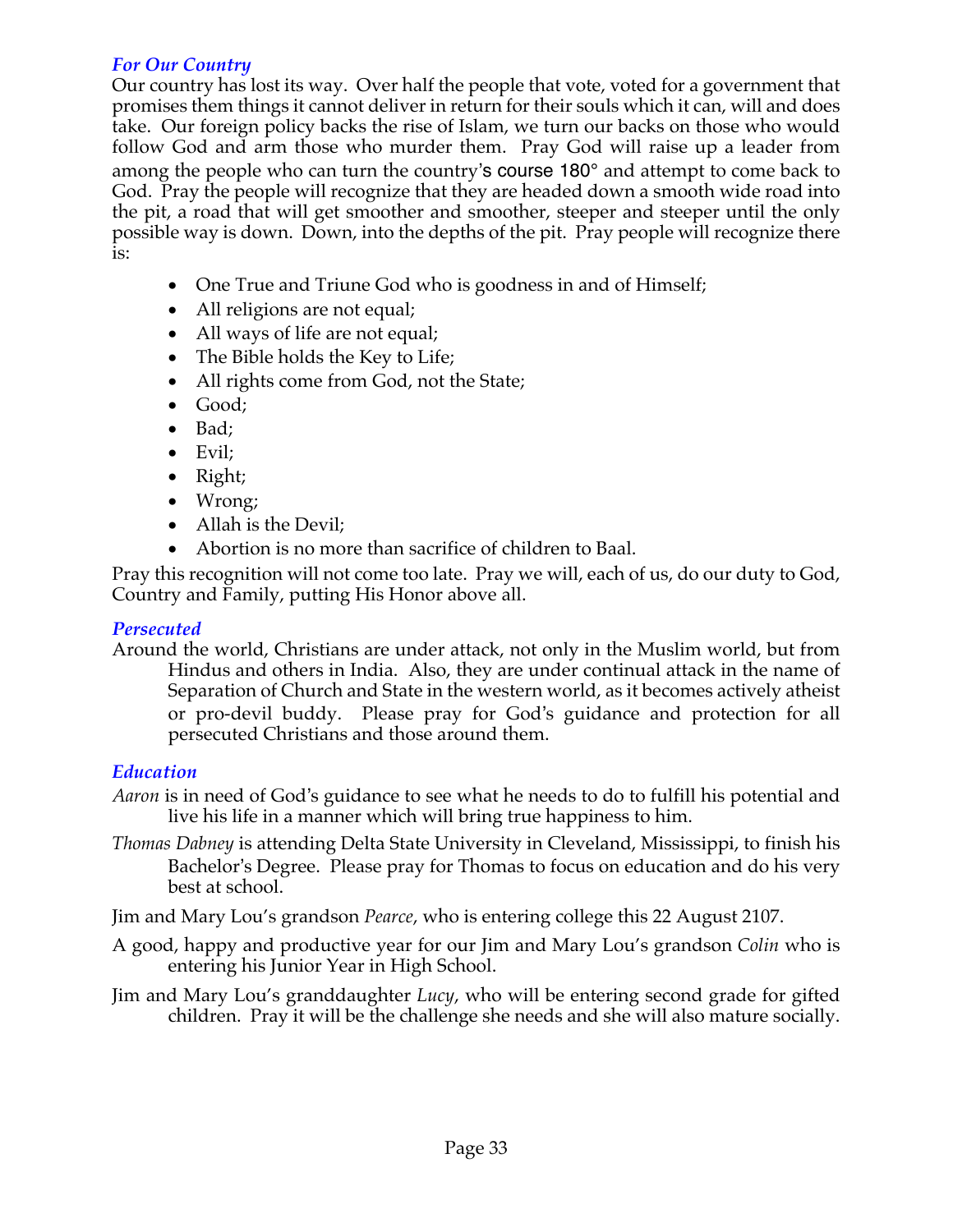### *For Our Country*

Our country has lost its way. Over half the people that vote, voted for a government that promises them things it cannot deliver in return for their souls which it can, will and does take. Our foreign policy backs the rise of Islam, we turn our backs on those who would follow God and arm those who murder them. Pray God will raise up a leader from among the people who can turn the country's course 180° and attempt to come back to God. Pray the people will recognize that they are headed down a smooth wide road into the pit, a road that will get smoother and smoother, steeper and steeper until the only possible way is down. Down, into the depths of the pit. Pray people will recognize there is:

- One True and Triune God who is goodness in and of Himself;
- All religions are not equal;
- All ways of life are not equal;
- The Bible holds the Key to Life;
- All rights come from God, not the State;
- Good;
- Bad;
- Evil;
- Right;
- Wrong;
- Allah is the Devil;
- Abortion is no more than sacrifice of children to Baal.

Pray this recognition will not come too late. Pray we will, each of us, do our duty to God, Country and Family, putting His Honor above all.

### *Persecuted*

Around the world, Christians are under attack, not only in the Muslim world, but from Hindus and others in India. Also, they are under continual attack in the name of Separation of Church and State in the western world, as it becomes actively atheist or pro-devil buddy. Please pray for God's guidance and protection for all persecuted Christians and those around them.

### *Education*

*Aaron* is in need of God's guidance to see what he needs to do to fulfill his potential and live his life in a manner which will bring true happiness to him.

*Thomas Dabney* is attending Delta State University in Cleveland, Mississippi, to finish his Bachelor's Degree. Please pray for Thomas to focus on education and do his very best at school.

Jim and Mary Lou's grandson *Pearce*, who is entering college this 22 August 2107.

A good, happy and productive year for our Jim and Mary Lou's grandson *Colin* who is entering his Junior Year in High School.

Jim and Mary Lou's granddaughter *Lucy*, who will be entering second grade for gifted children. Pray it will be the challenge she needs and she will also mature socially.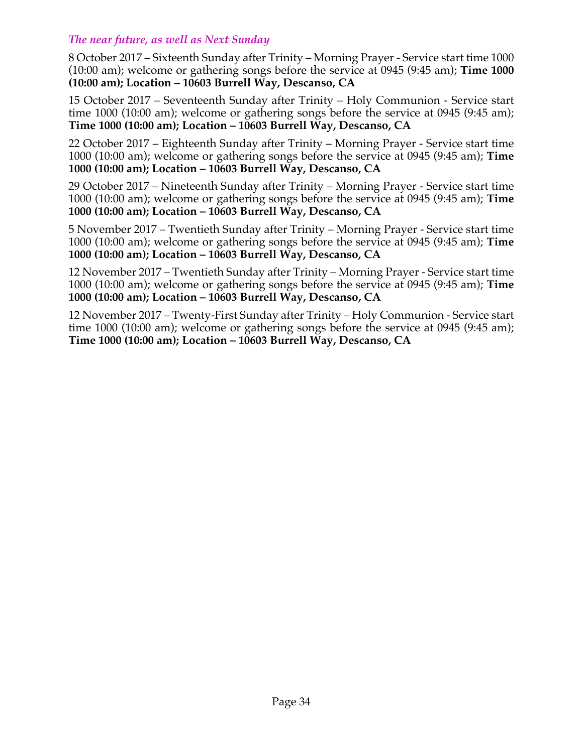*The near future, as well as Next Sunday*

8 October 2017 – Sixteenth Sunday after Trinity – Morning Prayer - Service start time 1000 (10:00 am); welcome or gathering songs before the service at 0945 (9:45 am); **Time 1000 (10:00 am); Location – 10603 Burrell Way, Descanso, CA**

15 October 2017 – Seventeenth Sunday after Trinity – Holy Communion - Service start time 1000 (10:00 am); welcome or gathering songs before the service at 0945 (9:45 am); **Time 1000 (10:00 am); Location – 10603 Burrell Way, Descanso, CA**

22 October 2017 – Eighteenth Sunday after Trinity – Morning Prayer - Service start time 1000 (10:00 am); welcome or gathering songs before the service at 0945 (9:45 am); **Time 1000 (10:00 am); Location – 10603 Burrell Way, Descanso, CA**

29 October 2017 – Nineteenth Sunday after Trinity – Morning Prayer - Service start time 1000 (10:00 am); welcome or gathering songs before the service at 0945 (9:45 am); **Time 1000 (10:00 am); Location – 10603 Burrell Way, Descanso, CA**

5 November 2017 – Twentieth Sunday after Trinity – Morning Prayer - Service start time 1000 (10:00 am); welcome or gathering songs before the service at 0945 (9:45 am); **Time 1000 (10:00 am); Location – 10603 Burrell Way, Descanso, CA**

12 November 2017 – Twentieth Sunday after Trinity – Morning Prayer - Service start time 1000 (10:00 am); welcome or gathering songs before the service at 0945 (9:45 am); **Time 1000 (10:00 am); Location – 10603 Burrell Way, Descanso, CA**

12 November 2017 – Twenty-First Sunday after Trinity – Holy Communion - Service start time 1000 (10:00 am); welcome or gathering songs before the service at 0945 (9:45 am); **Time 1000 (10:00 am); Location – 10603 Burrell Way, Descanso, CA**